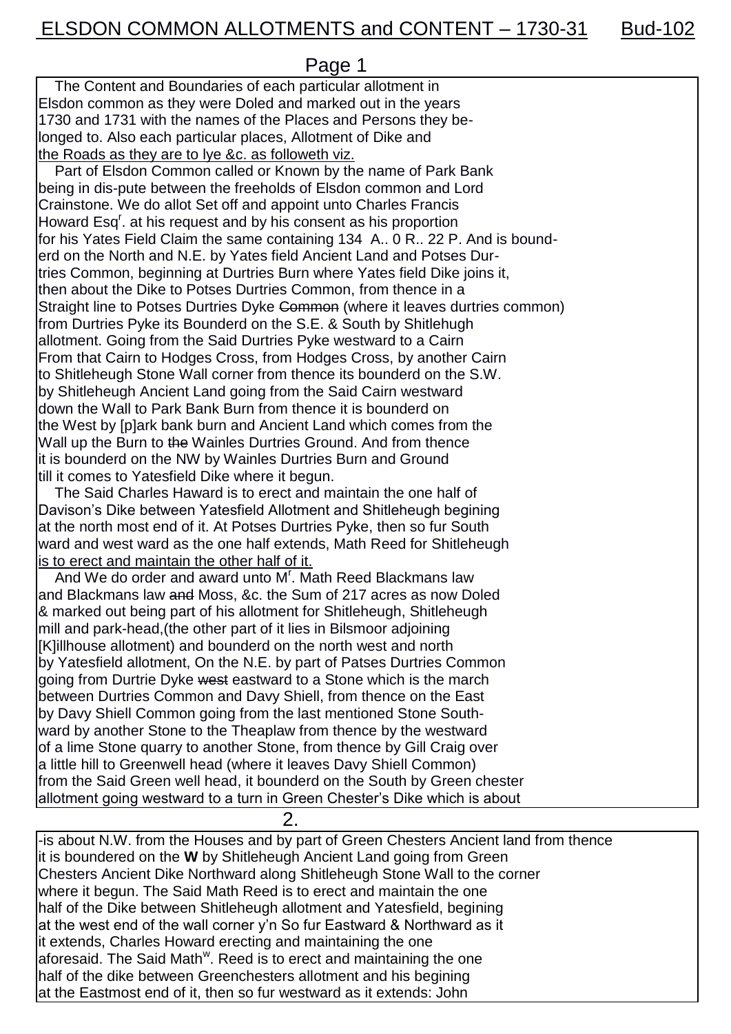# ELSDON COMMON ALLOTMENTS and CONTENT – 1730-31 Bud-102

Page 1

The Content and Boundaries of each particular allotment in Elsdon common as they were Doled and marked out in the years 1730 and 1731 with the names of the Places and Persons they belonged to. Also each particular places, Allotment of Dike and the Roads as they are to lye &c. as followeth viz.

Part of Elsdon Common called or Known by the name of Park Bank being in dis-pute between the freeholds of Elsdon common and Lord Crainstone. We do allot Set off and appoint unto Charles Francis Howard Esq[r]. at his request and by his consent as his proportion for his Yates Field Claim the same containing 134 A.. 0 R.. 22 P. And is bounderd on the North and N.E. by Yates field Ancient Land and Potses Durtries Common, beginning at Durtries Burn where Yates field Dike joins it, then about the Dike to Potses Durtries Common, from thence in a Straight line to Potses Durtries Dyke ~~Common~~ (where it leaves durtries common) from Durtries Pyke its Bounderd on the S.E. & South by Shitlehugh allotment. Going from the Said Durtries Pyke westward to a Cairn From that Cairn to Hodges Cross, from Hodges Cross, by another Cairn to Shitleheugh Stone Wall corner from thence its bounderd on the S.W. by Shitleheugh Ancient Land going from the Said Cairn westward down the Wall to Park Bank Burn from thence it is bounderd on the West by [p]ark bank burn and Ancient Land which comes from the Wall up the Burn to ~~the~~ Wainles Durtries Ground. And from thence it is bounderd on the NW by Wainles Durtries Burn and Ground till it comes to Yatesfield Dike where it begun.

The Said Charles Haward is to erect and maintain the one half of Davison's Dike between Yatesfield Allotment and Shitleheugh begining at the north most end of it. At Potses Durtries Pyke, then so fur South ward and west ward as the one half extends, Math Reed for Shitleheugh is to erect and maintain the other half of it.

And We do order and award unto M[r]. Math Reed Blackmans law and Blackmans law ~~and~~ Moss, &c. the Sum of 217 acres as now Doled & marked out being part of his allotment for Shitleheugh, Shitleheugh mill and park-head,(the other part of it lies in Bilsmoor adjoining [K]illhouse allotment) and bounderd on the north west and north by Yatesfield allotment, On the N.E. by part of Patses Durtries Common going from Durtrie Dyke ~~west~~ eastward to a Stone which is the march between Durtries Common and Davy Shiell, from thence on the East by Davy Shiell Common going from the last mentioned Stone Southward by another Stone to the Theaplaw from thence by the westward of a lime Stone quarry to another Stone, from thence by Gill Craig over a little hill to Greenwell head (where it leaves Davy Shiell Common) from the Said Green well head, it bounderd on the South by Green chester allotment going westward to a turn in Green Chester's Dike which is about

2.

-is about N.W. from the Houses and by part of Green Chesters Ancient land from thence it is boundered on the **W** by Shitleheugh Ancient Land going from Green Chesters Ancient Dike Northward along Shitleheugh Stone Wall to the corner where it begun. The Said Math Reed is to erect and maintain the one half of the Dike between Shitleheugh allotment and Yatesfield, begining at the west end of the wall corner y'n So fur Eastward & Northward as it it extends, Charles Howard erecting and maintaining the one aforesaid. The Said Math[w]. Reed is to erect and maintaining the one half of the dike between Greenchesters allotment and his begining at the Eastmost end of it, then so fur westward as it extends: John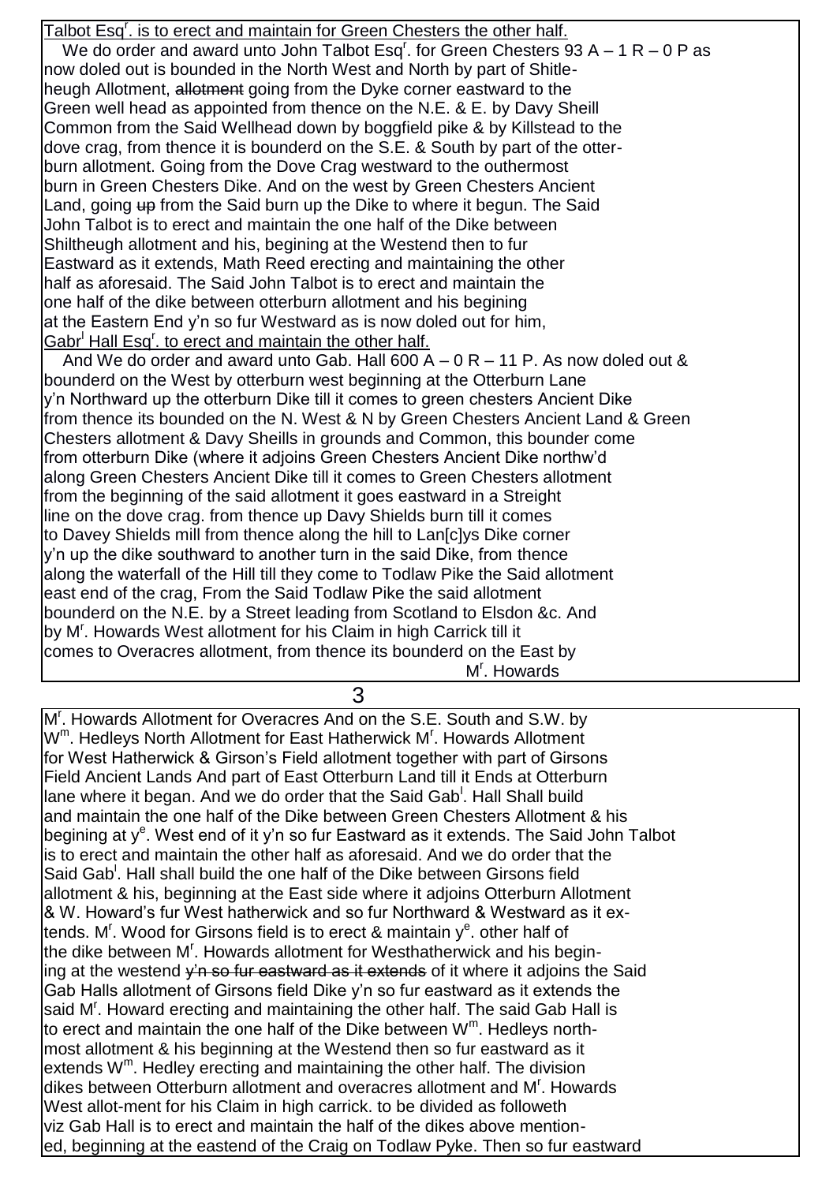<u>Talbot Esq[r]. is to erect and maintain for Green Chesters the other half.</u>

We do order and award unto John Talbot Esq[r]. for Green Chesters 93 A – 1 R – 0 P as now doled out is bounded in the North West and North by part of Shitleheugh Allotment, ~~allotment~~ going from the Dyke corner eastward to the Green well head as appointed from thence on the N.E. & E. by Davy Sheill Common from the Said Wellhead down by boggfield pike & by Killstead to the dove crag, from thence it is bounderd on the S.E. & South by part of the otterburn allotment. Going from the Dove Crag westward to the outhermost burn in Green Chesters Dike. And on the west by Green Chesters Ancient Land, going ~~up~~ from the Said burn up the Dike to where it begun. The Said John Talbot is to erect and maintain the one half of the Dike between Shiltheugh allotment and his, begining at the Westend then to fur Eastward as it extends, Math Reed erecting and maintaining the other half as aforesaid. The Said John Talbot is to erect and maintain the one half of the dike between otterburn allotment and his begining at the Eastern End y'n so fur Westward as is now doled out for him,

<u>Gabr[l] Hall Esq[r]. to erect and maintain the other half.</u>

And We do order and award unto Gab. Hall 600 A – 0 R – 11 P. As now doled out & bounderd on the West by otterburn west beginning at the Otterburn Lane y'n Northward up the otterburn Dike till it comes to green chesters Ancient Dike from thence its bounded on the N. West & N by Green Chesters Ancient Land & Green Chesters allotment & Davy Sheills in grounds and Common, this bounder come from otterburn Dike (where it adjoins Green Chesters Ancient Dike northw'd along Green Chesters Ancient Dike till it comes to Green Chesters allotment from the beginning of the said allotment it goes eastward in a Streight line on the dove crag. from thence up Davy Shields burn till it comes to Davey Shields mill from thence along the hill to Lan[c]ys Dike corner y'n up the dike southward to another turn in the said Dike, from thence along the waterfall of the Hill till they come to Todlaw Pike the Said allotment east end of the crag, From the Said Todlaw Pike the said allotment bounderd on the N.E. by a Street leading from Scotland to Elsdon &c. And by M[r]. Howards West allotment for his Claim in high Carrick till it comes to Overacres allotment, from thence its bounderd on the East by M[r]. Howards

M[r]. Howards Allotment for Overacres And on the S.E. South and S.W. by W[m]. Hedleys North Allotment for East Hatherwick M[r]. Howards Allotment for West Hatherwick & Girson's Field allotment together with part of Girsons Field Ancient Lands And part of East Otterburn Land till it Ends at Otterburn lane where it began. And we do order that the Said Gab[l]. Hall Shall build and maintain the one half of the Dike between Green Chesters Allotment & his begining at y[e]. West end of it y'n so fur Eastward as it extends. The Said John Talbot is to erect and maintain the other half as aforesaid. And we do order that the Said Gab[l]. Hall shall build the one half of the Dike between Girsons field allotment & his, beginning at the East side where it adjoins Otterburn Allotment & W. Howard's fur West hatherwick and so fur Northward & Westward as it extends. M[r]. Wood for Girsons field is to erect & maintain y[e]. other half of the dike between M[r]. Howards allotment for Westhatherwick and his begining at the westend ~~y'n so fur eastward as it extends~~ of it where it adjoins the Said Gab Halls allotment of Girsons field Dike y'n so fur eastward as it extends the said M[r]. Howard erecting and maintaining the other half. The said Gab Hall is to erect and maintain the one half of the Dike between W[m]. Hedleys northmost allotment & his beginning at the Westend then so fur eastward as it extends W[m]. Hedley erecting and maintaining the other half. The division dikes between Otterburn allotment and overacres allotment and M[r]. Howards West allot-ment for his Claim in high carrick. to be divided as followeth viz Gab Hall is to erect and maintain the half of the dikes above mentioned, beginning at the eastend of the Craig on Todlaw Pyke. Then so fur eastward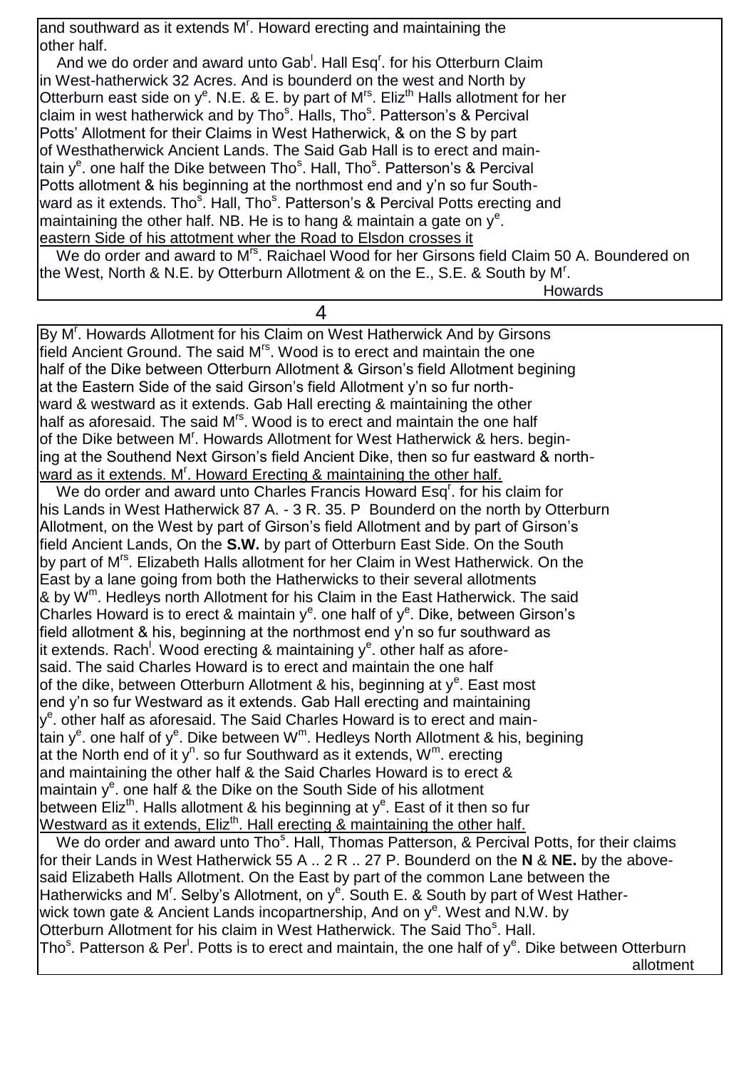and southward as it extends M[r]. Howard erecting and maintaining the other half.

And we do order and award unto Gab[l]. Hall Esq[r]. for his Otterburn Claim in West-hatherwick 32 Acres. And is bounderd on the west and North by Otterburn east side on y[e]. N.E. & E. by part of M[rs]. Eliz[th] Halls allotment for her claim in west hatherwick and by Tho[s]. Halls, Tho[s]. Patterson's & Percival Potts' Allotment for their Claims in West Hatherwick, & on the S by part of Westhatherwick Ancient Lands. The Said Gab Hall is to erect and maintain y[e]. one half the Dike between Tho[s]. Hall, Tho[s]. Patterson's & Percival Potts allotment & his beginning at the northmost end and y'n so fur Southward as it extends. Tho[s]. Hall, Tho[s]. Patterson's & Percival Potts erecting and maintaining the other half. NB. He is to hang & maintain a gate on y[e]. eastern Side of his attotment wher the Road to Elsdon crosses it

We do order and award to M[rs]. Raichael Wood for her Girsons field Claim 50 A. Boundered on the West, North & N.E. by Otterburn Allotment & on the E., S.E. & South by M[r]. Howards

By M[r]. Howards Allotment for his Claim on West Hatherwick And by Girsons field Ancient Ground. The said M[rs]. Wood is to erect and maintain the one half of the Dike between Otterburn Allotment & Girson's field Allotment begining at the Eastern Side of the said Girson's field Allotment y'n so fur northward & westward as it extends. Gab Hall erecting & maintaining the other half as aforesaid. The said M[rs]. Wood is to erect and maintain the one half of the Dike between M[r]. Howards Allotment for West Hatherwick & hers. begining at the Southend Next Girson's field Ancient Dike, then so fur eastward & northward as it extends. M[r]. Howard Erecting & maintaining the other half.

We do order and award unto Charles Francis Howard Esq[r]. for his claim for his Lands in West Hatherwick 87 A. - 3 R. 35. P Bounderd on the north by Otterburn Allotment, on the West by part of Girson's field Allotment and by part of Girson's field Ancient Lands, On the **S.W.** by part of Otterburn East Side. On the South by part of M[rs]. Elizabeth Halls allotment for her Claim in West Hatherwick. On the East by a lane going from both the Hatherwicks to their several allotments & by W[m]. Hedleys north Allotment for his Claim in the East Hatherwick. The said Charles Howard is to erect & maintain y[e]. one half of y[e]. Dike, between Girson's field allotment & his, beginning at the northmost end y'n so fur southward as it extends. Rach[l]. Wood erecting & maintaining y[e]. other half as aforesaid. The said Charles Howard is to erect and maintain the one half of the dike, between Otterburn Allotment & his, beginning at y[e]. East most end y'n so fur Westward as it extends. Gab Hall erecting and maintaining y[e]. other half as aforesaid. The Said Charles Howard is to erect and maintain y[e]. one half of y[e]. Dike between W[m]. Hedleys North Allotment & his, begining at the North end of it y[n]. so fur Southward as it extends, W[m]. erecting and maintaining the other half & the Said Charles Howard is to erect & maintain y[e]. one half & the Dike on the South Side of his allotment between Eliz[th]. Halls allotment & his beginning at y[e]. East of it then so fur Westward as it extends, Eliz[th]. Hall erecting & maintaining the other half.

We do order and award unto Tho[s]. Hall, Thomas Patterson, & Percival Potts, for their claims for their Lands in West Hatherwick 55 A .. 2 R .. 27 P. Bounderd on the **N** & **NE.** by the abovesaid Elizabeth Halls Allotment. On the East by part of the common Lane between the Hatherwicks and M[r]. Selby's Allotment, on y[e]. South E. & South by part of West Hatherwick town gate & Ancient Lands incopartnership, And on y[e]. West and N.W. by Otterburn Allotment for his claim in West Hatherwick. The Said Tho[s]. Hall. Tho[s]. Patterson & Per[l]. Potts is to erect and maintain, the one half of y[e]. Dike between Otterburn allotment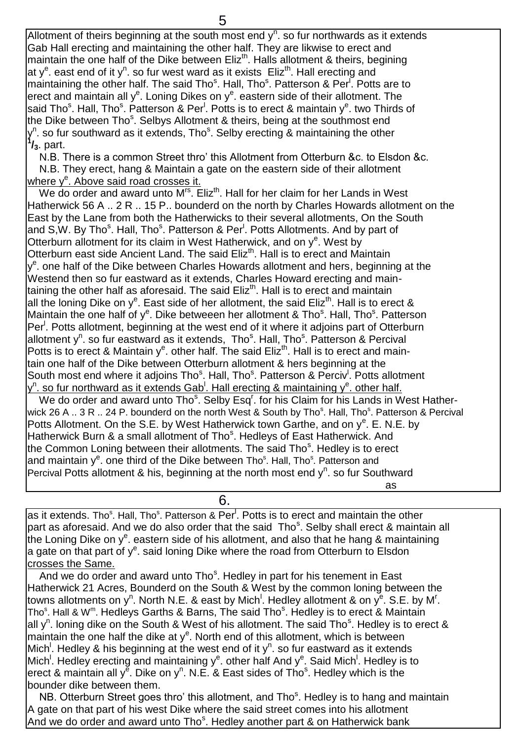Allotment of theirs beginning at the south most end $y^n$. so fur northwards as it extends Gab Hall erecting and maintaining the other half. They are likwise to erect and maintain the one half of the Dike between $Eliz^{th}$. Halls allotment & theirs, begining at $y^e$. east end of it $y^n$. so fur west ward as it exists $Eliz^{th}$. Hall erecting and maintaining the other half. The said $Tho^s$. Hall, $Tho^s$. Patterson & $Per^l$. Potts are to erect and maintain all $y^e$. Loning Dikes on $y^e$. eastern side of their allotment. The said $Tho^s$. Hall, $Tho^s$. Patterson & $Per^l$. Potts is to erect & maintain $y^e$. two Thirds of the Dike between $Tho^s$. Selbys Allotment & theirs, being at the southmost end $y^n$. so fur southward as it extends, $Tho^s$. Selby erecting & maintaining the other $^1/_3$. part.

N.B. There is a common Street thro' this Allotment from Otterburn &c. to Elsdon &c.

N.B. They erect, hang & Maintain a gate on the eastern side of their allotment <u>where $y^e$. Above said road crosses it.</u>

We do order and award unto $M^{rs}$. $Eliz^{th}$. Hall for her claim for her Lands in West Hatherwick 56 A .. 2 R .. 15 P.. bounderd on the north by Charles Howards allotment on the East by the Lane from both the Hatherwicks to their several allotments, On the South and S,W. By $Tho^s$. Hall, $Tho^s$. Patterson & $Per^l$. Potts Allotments. And by part of Otterburn allotment for its claim in West Hatherwick, and on $y^e$. West by Otterburn east side Ancient Land. The said $Eliz^{th}$. Hall is to erect and Maintain $y^e$. one half of the Dike between Charles Howards allotment and hers, beginning at the Westend then so fur eastward as it extends, Charles Howard erecting and maintaining the other half as aforesaid. The said $Eliz^{th}$. Hall is to erect and maintain all the loning Dike on $y^e$. East side of her allotment, the said $Eliz^{th}$. Hall is to erect & Maintain the one half of $y^e$. Dike betweeen her allotment & $Tho^s$. Hall, $Tho^s$. Patterson $Per^l$. Potts allotment, beginning at the west end of it where it adjoins part of Otterburn allotment $y^n$. so fur eastward as it extends, $Tho^s$. Hall, $Tho^s$. Patterson & Percival Potts is to erect & Maintain $y^e$. other half. The said $Eliz^{th}$. Hall is to erect and maintain one half of the Dike between Otterburn allotment & hers beginning at the South most end where it adjoins $Tho^s$. Hall, $Tho^s$. Patterson & $Perciv^l$. Potts allotment <u>$y^n$. so fur northward as it extends $Gab^l$. Hall erecting & maintaining $y^e$. other half.</u>

We do order and award unto $Tho^s$. Selby $Esq^r$. for his Claim for his Lands in West Hatherwick 26 A .. 3 R .. 24 P. bounderd on the north West & South by $Tho^s$. Hall, $Tho^s$. Patterson & Percival Potts Allotment. On the S.E. by West Hatherwick town Garthe, and on $y^e$. E. N.E. by Hatherwick Burn & a small allotment of $Tho^s$. Hedleys of East Hatherwick. And the Common Loning between their allotments. The said $Tho^s$. Hedley is to erect and maintain $y^e$. one third of the Dike between $Tho^s$. Hall, $Tho^s$. Patterson and Percival Potts allotment & his, beginning at the north most end $y^n$. so fur Southward as it extends. $Tho^s$. Hall, $Tho^s$. Patterson & $Per^l$. Potts is to erect and maintain the other part as aforesaid. And we do also order that the said $Tho^s$. Selby shall erect & maintain all the Loning Dike on $y^e$. eastern side of his allotment, and also that he hang & maintaining a gate on that part of $y^e$. said loning Dike where the road from Otterburn to Elsdon <u>crosses the Same.</u>

And we do order and award unto $Tho^s$. Hedley in part for his tenement in East Hatherwick 21 Acres, Bounderd on the South & West by the common loning between the towns allotments on $y^n$. North N.E. & east by $Mich^l$. Hedley allotment & on $y^e$. S.E. by $M^r$. $Tho^s$. Hall & $W^m$. Hedleys Garths & Barns, The said $Tho^s$. Hedley is to erect & Maintain all $y^n$. loning dike on the South & West of his allotment. The said $Tho^s$. Hedley is to erect & maintain the one half the dike at $y^e$. North end of this allotment, which is between $Mich^l$. Hedley & his beginning at the west end of it $y^n$. so fur eastward as it extends $Mich^l$. Hedley erecting and maintaining $y^e$. other half And $y^e$. Said $Mich^l$. Hedley is to erect & maintain all $y^e$. Dike on $y^n$. N.E. & East sides of $Tho^s$. Hedley which is the bounder dike between them.

NB. Otterburn Street goes thro' this allotment, and $Tho^s$. Hedley is to hang and maintain A gate on that part of his west Dike where the said street comes into his allotment And we do order and award unto $Tho^s$. Hedley another part & on Hatherwick bank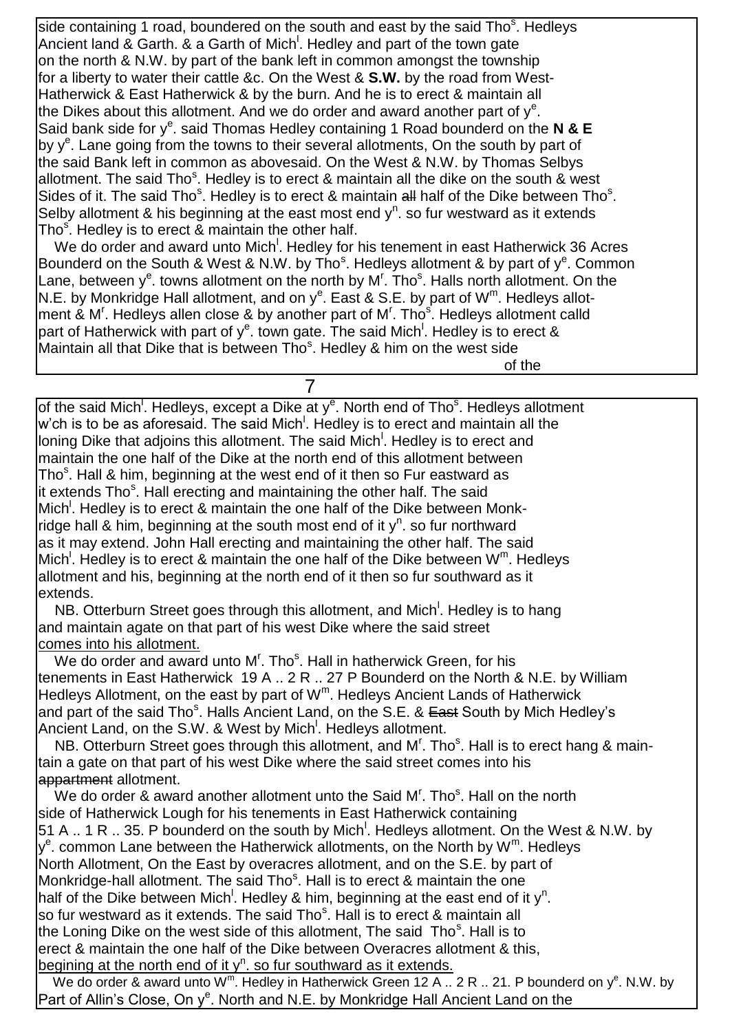side containing 1 road, boundered on the south and east by the said Tho[s]. Hedleys Ancient land & Garth. & a Garth of Mich[l]. Hedley and part of the town gate on the north & N.W. by part of the bank left in common amongst the township for a liberty to water their cattle &c. On the West & **S.W.** by the road from West-Hatherwick & East Hatherwick & by the burn. And he is to erect & maintain all the Dikes about this allotment. And we do order and award another part of y[e]. Said bank side for y[e]. said Thomas Hedley containing 1 Road bounderd on the **N & E** by y[e]. Lane going from the towns to their several allotments, On the south by part of the said Bank left in common as abovesaid. On the West & N.W. by Thomas Selbys allotment. The said Tho[s]. Hedley is to erect & maintain all the dike on the south & west Sides of it. The said Tho[s]. Hedley is to erect & maintain ~~all~~ half of the Dike between Tho[s]. Selby allotment & his beginning at the east most end y[n]. so fur westward as it extends Tho[s]. Hedley is to erect & maintain the other half.

We do order and award unto Mich[l]. Hedley for his tenement in east Hatherwick 36 Acres Bounderd on the South & West & N.W. by Tho[s]. Hedleys allotment & by part of y[e]. Common Lane, between y[e]. towns allotment on the north by M[r]. Tho[s]. Halls north allotment. On the N.E. by Monkridge Hall allotment, and on y[e]. East & S.E. by part of W[m]. Hedleys allotment & M[r]. Hedleys allen close & by another part of M[r]. Tho[s]. Hedleys allotment calld part of Hatherwick with part of y[e]. town gate. The said Mich[l]. Hedley is to erect & Maintain all that Dike that is between Tho[s]. Hedley & him on the west side of the

of the said Mich[l]. Hedleys, except a Dike at y[e]. North end of Tho[s]. Hedleys allotment w'ch is to be as aforesaid. The said Mich[l]. Hedley is to erect and maintain all the loning Dike that adjoins this allotment. The said Mich[l]. Hedley is to erect and maintain the one half of the Dike at the north end of this allotment between Tho[s]. Hall & him, beginning at the west end of it then so Fur eastward as it extends Tho[s]. Hall erecting and maintaining the other half. The said Mich[l]. Hedley is to erect & maintain the one half of the Dike between Monkridge hall & him, beginning at the south most end of it y[n]. so fur northward as it may extend. John Hall erecting and maintaining the other half. The said Mich[l]. Hedley is to erect & maintain the one half of the Dike between W[m]. Hedleys allotment and his, beginning at the north end of it then so fur southward as it extends.

NB. Otterburn Street goes through this allotment, and Mich[l]. Hedley is to hang and maintain agate on that part of his west Dike where the said street comes into his allotment.

We do order and award unto M[r]. Tho[s]. Hall in hatherwick Green, for his tenements in East Hatherwick 19 A .. 2 R .. 27 P Bounderd on the North & N.E. by William Hedleys Allotment, on the east by part of W[m]. Hedleys Ancient Lands of Hatherwick and part of the said Tho[s]. Halls Ancient Land, on the S.E. & ~~East~~ South by Mich Hedley's Ancient Land, on the S.W. & West by Mich[l]. Hedleys allotment.

NB. Otterburn Street goes through this allotment, and M[r]. Tho[s]. Hall is to erect hang & maintain a gate on that part of his west Dike where the said street comes into his ~~appartment~~ allotment.

We do order & award another allotment unto the Said M[r]. Tho[s]. Hall on the north side of Hatherwick Lough for his tenements in East Hatherwick containing 51 A .. 1 R .. 35. P bounderd on the south by Mich[l]. Hedleys allotment. On the West & N.W. by y[e]. common Lane between the Hatherwick allotments, on the North by W[m]. Hedleys North Allotment, On the East by overacres allotment, and on the S.E. by part of Monkridge-hall allotment. The said Tho[s]. Hall is to erect & maintain the one half of the Dike between Mich[l]. Hedley & him, beginning at the east end of it y[n]. so fur westward as it extends. The said Tho[s]. Hall is to erect & maintain all the Loning Dike on the west side of this allotment, The said Tho[s]. Hall is to erect & maintain the one half of the Dike between Overacres allotment & this, begining at the north end of it y[n]. so fur southward as it extends.

We do order & award unto W[m]. Hedley in Hatherwick Green 12 A .. 2 R .. 21. P bounderd on y[e]. N.W. by Part of Allin's Close, On y[e]. North and N.E. by Monkridge Hall Ancient Land on the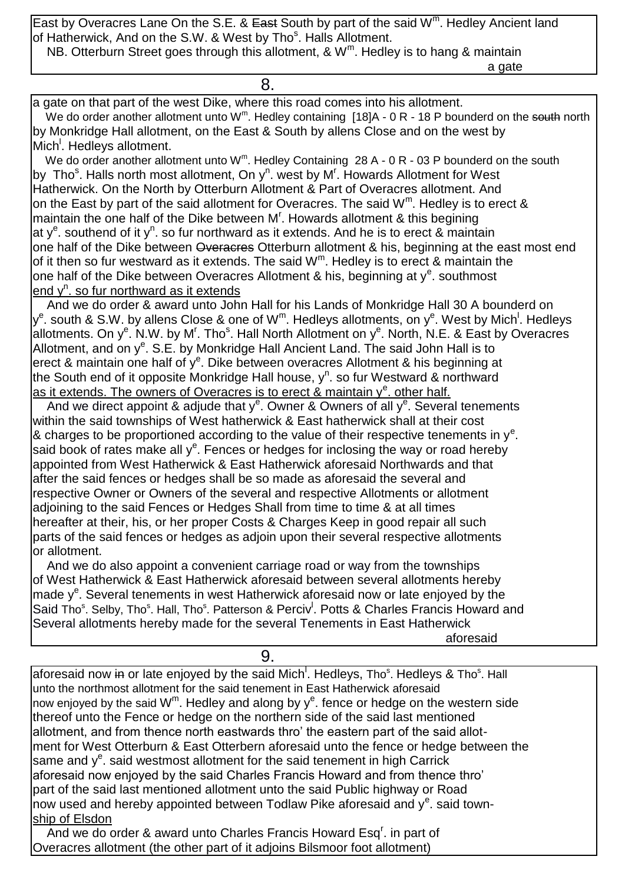East by Overacres Lane On the S.E. & ~~East~~ South by part of the said W$^{m}$. Hedley Ancient land of Hatherwick, And on the S.W. & West by Tho$^{s}$. Halls Allotment.

NB. Otterburn Street goes through this allotment, & W$^{m}$. Hedley is to hang & maintain a gate

8.

a gate on that part of the west Dike, where this road comes into his allotment.

We do order another allotment unto W$^{m}$. Hedley containing [18]A - 0 R - 18 P bounderd on the ~~south~~ north by Monkridge Hall allotment, on the East & South by allens Close and on the west by Mich$^{l}$. Hedleys allotment.

We do order another allotment unto W$^{m}$. Hedley Containing 28 A - 0 R - 03 P bounderd on the south by Tho$^{s}$. Halls north most allotment, On y$^{n}$. west by M$^{r}$. Howards Allotment for West Hatherwick. On the North by Otterburn Allotment & Part of Overacres allotment. And on the East by part of the said allotment for Overacres. The said W$^{m}$. Hedley is to erect & maintain the one half of the Dike between M$^{r}$. Howards allotment & this begining at y$^{e}$. southend of it y$^{n}$. so fur northward as it extends. And he is to erect & maintain one half of the Dike between ~~Overacres~~ Otterburn allotment & his, beginning at the east most end of it then so fur westward as it extends. The said W$^{m}$. Hedley is to erect & maintain the one half of the Dike between Overacres Allotment & his, beginning at y$^{e}$. southmost <u>end y$^{n}$. so fur northward as it extends</u>

And we do order & award unto John Hall for his Lands of Monkridge Hall 30 A bounderd on y$^{e}$. south & S.W. by allens Close & one of W$^{m}$. Hedleys allotments, on y$^{e}$. West by Mich$^{l}$. Hedleys allotments. On y$^{e}$. N.W. by M$^{r}$. Tho$^{s}$. Hall North Allotment on y$^{e}$. North, N.E. & East by Overacres Allotment, and on y$^{e}$. S.E. by Monkridge Hall Ancient Land. The said John Hall is to erect & maintain one half of y$^{e}$. Dike between overacres Allotment & his beginning at the South end of it opposite Monkridge Hall house, y$^{n}$. so fur Westward & northward <u>as it extends. The owners of Overacres is to erect & maintain y$^{e}$. other half.</u>

And we direct appoint & adjude that y$^{e}$. Owner & Owners of all y$^{e}$. Several tenements within the said townships of West hatherwick & East hatherwick shall at their cost & charges to be proportioned according to the value of their respective tenements in y$^{e}$. said book of rates make all y$^{e}$. Fences or hedges for inclosing the way or road hereby appointed from West Hatherwick & East Hatherwick aforesaid Northwards and that after the said fences or hedges shall be so made as aforesaid the several and respective Owner or Owners of the several and respective Allotments or allotment adjoining to the said Fences or Hedges Shall from time to time & at all times hereafter at their, his, or her proper Costs & Charges Keep in good repair all such parts of the said fences or hedges as adjoin upon their several respective allotments or allotment.

And we do also appoint a convenient carriage road or way from the townships of West Hatherwick & East Hatherwick aforesaid between several allotments hereby made y$^{e}$. Several tenements in west Hatherwick aforesaid now or late enjoyed by the Said Tho$^{s}$. Selby, Tho$^{s}$. Hall, Tho$^{s}$. Patterson & Perciv$^{l}$. Potts & Charles Francis Howard and Several allotments hereby made for the several Tenements in East Hatherwick aforesaid

9.

aforesaid now ~~in~~ or late enjoyed by the said Mich$^{l}$. Hedleys, Tho$^{s}$. Hedleys & Tho$^{s}$. Hall unto the northmost allotment for the said tenement in East Hatherwick aforesaid now enjoyed by the said W$^{m}$. Hedley and along by y$^{e}$. fence or hedge on the western side thereof unto the Fence or hedge on the northern side of the said last mentioned allotment, and from thence north eastwards thro' the eastern part of the said allotment for West Otterburn & East Otterbern aforesaid unto the fence or hedge between the same and y$^{e}$. said westmost allotment for the said tenement in high Carrick aforesaid now enjoyed by the said Charles Francis Howard and from thence thro' part of the said last mentioned allotment unto the said Public highway or Road now used and hereby appointed between Todlaw Pike aforesaid and y$^{e}$. said town<u>ship of Elsdon</u>

And we do order & award unto Charles Francis Howard Esq$^{r}$. in part of Overacres allotment (the other part of it adjoins Bilsmoor foot allotment)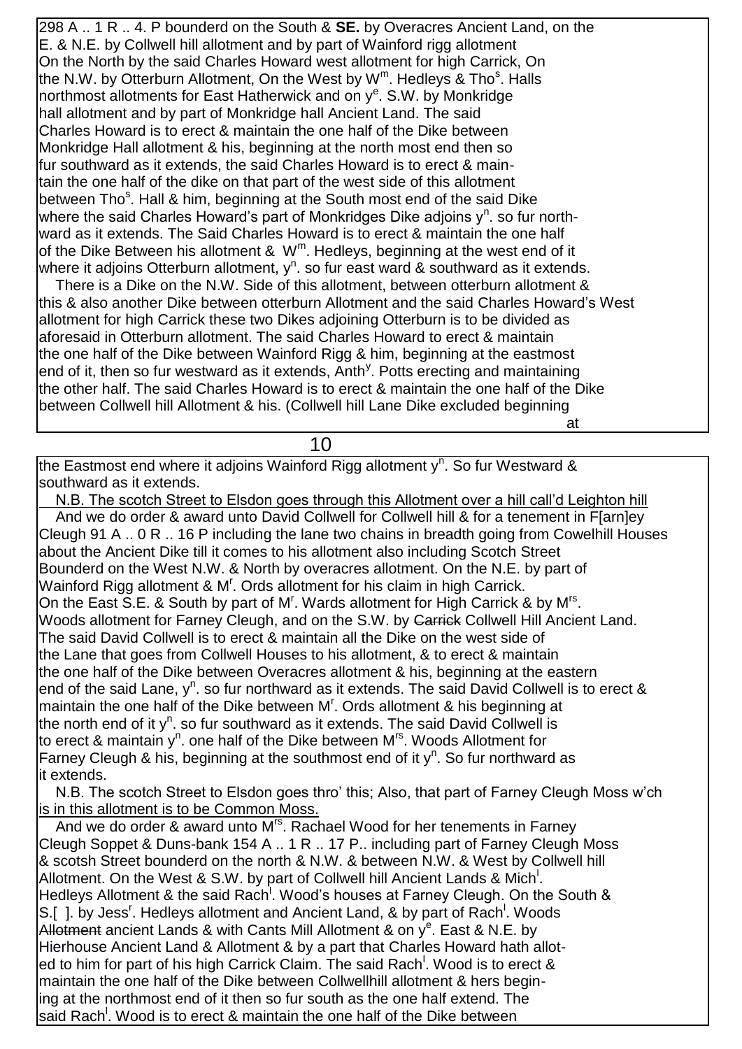298 A .. 1 R .. 4. P bounderd on the South & **SE.** by Overacres Ancient Land, on the E. & N.E. by Collwell hill allotment and by part of Wainford rigg allotment On the North by the said Charles Howard west allotment for high Carrick, On the N.W. by Otterburn Allotment, On the West by W$^{m}$. Hedleys & Tho$^{s}$. Halls northmost allotments for East Hatherwick and on y$^{e}$. S.W. by Monkridge hall allotment and by part of Monkridge hall Ancient Land. The said Charles Howard is to erect & maintain the one half of the Dike between Monkridge Hall allotment & his, beginning at the north most end then so fur southward as it extends, the said Charles Howard is to erect & maintain the one half of the dike on that part of the west side of this allotment between Tho$^{s}$. Hall & him, beginning at the South most end of the said Dike where the said Charles Howard's part of Monkridges Dike adjoins y$^{n}$. so fur northward as it extends. The Said Charles Howard is to erect & maintain the one half of the Dike Between his allotment & W$^{m}$. Hedleys, beginning at the west end of it where it adjoins Otterburn allotment, y$^{n}$. so fur east ward & southward as it extends.

There is a Dike on the N.W. Side of this allotment, between otterburn allotment & this & also another Dike between otterburn Allotment and the said Charles Howard's West allotment for high Carrick these two Dikes adjoining Otterburn is to be divided as aforesaid in Otterburn allotment. The said Charles Howard to erect & maintain the one half of the Dike between Wainford Rigg & him, beginning at the eastmost end of it, then so fur westward as it extends, Anth$^{y}$. Potts erecting and maintaining the other half. The said Charles Howard is to erect & maintain the one half of the Dike between Collwell hill Allotment & his. (Collwell hill Lane Dike excluded beginning at

the Eastmost end where it adjoins Wainford Rigg allotment y$^{n}$. So fur Westward & southward as it extends.

N.B. <u>The scotch Street to Elsdon goes through this Allotment over a hill call'd Leighton hill</u>

And we do order & award unto David Collwell for Collwell hill & for a tenement in F[arn]ey Cleugh 91 A .. 0 R .. 16 P including the lane two chains in breadth going from Cowelhill Houses about the Ancient Dike till it comes to his allotment also including Scotch Street Bounderd on the West N.W. & North by overacres allotment. On the N.E. by part of Wainford Rigg allotment & M$^{r}$. Ords allotment for his claim in high Carrick. On the East S.E. & South by part of M$^{r}$. Wards allotment for High Carrick & by M$^{rs}$. Woods allotment for Farney Cleugh, and on the S.W. by ~~Carrick~~ Collwell Hill Ancient Land. The said David Collwell is to erect & maintain all the Dike on the west side of the Lane that goes from Collwell Houses to his allotment, & to erect & maintain the one half of the Dike between Overacres allotment & his, beginning at the eastern end of the said Lane, y$^{n}$. so fur northward as it extends. The said David Collwell is to erect & maintain the one half of the Dike between M$^{r}$. Ords allotment & his beginning at the north end of it y$^{n}$. so fur southward as it extends. The said David Collwell is to erect & maintain y$^{n}$. one half of the Dike between M$^{rs}$. Woods Allotment for Farney Cleugh & his, beginning at the southmost end of it y$^{n}$. So fur northward as it extends.

N.B. <u>The scotch Street to Elsdon goes thro' this; Also, that part of Farney Cleugh Moss w'ch is in this allotment is to be Common Moss.</u>

And we do order & award unto M$^{rs}$. Rachael Wood for her tenements in Farney Cleugh Soppet & Duns-bank 154 A .. 1 R .. 17 P.. including part of Farney Cleugh Moss & scotsh Street bounderd on the north & N.W. & between N.W. & West by Collwell hill Allotment. On the West & S.W. by part of Collwell hill Ancient Lands & Mich$^{l}$. Hedleys Allotment & the said Rach$^{l}$. Wood's houses at Farney Cleugh. On the South & S.[ ]. by Jess$^{r}$. Hedleys allotment and Ancient Land, & by part of Rach$^{l}$. Woods ~~Allotment~~ ancient Lands & with Cants Mill Allotment & on y$^{e}$. East & N.E. by Hierhouse Ancient Land & Allotment & by a part that Charles Howard hath allotted to him for part of his high Carrick Claim. The said Rach$^{l}$. Wood is to erect & maintain the one half of the Dike between Collwellhill allotment & hers begining at the northmost end of it then so fur south as the one half extend. The said Rach$^{l}$. Wood is to erect & maintain the one half of the Dike between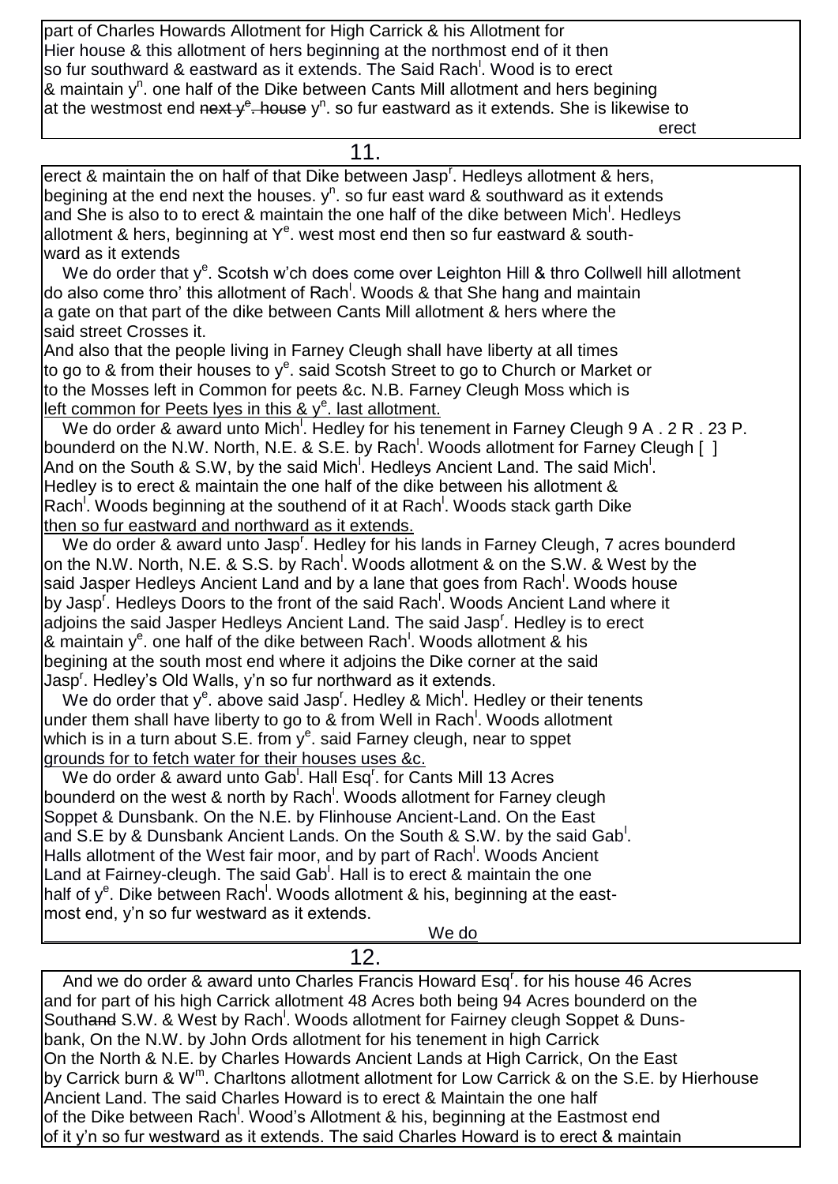part of Charles Howards Allotment for High Carrick & his Allotment for Hier house & this allotment of hers beginning at the northmost end of it then so fur southward & eastward as it extends. The Said Rach$^{l}$. Wood is to erect & maintain y$^{n}$. one half of the Dike between Cants Mill allotment and hers begining at the westmost end ~~next y$^{e}$. house~~ y$^{n}$. so fur eastward as it extends. She is likewise to erect

11.

erect & maintain the on half of that Dike between Jasp$^{r}$. Hedleys allotment & hers, begining at the end next the houses. y$^{n}$. so fur east ward & southward as it extends and She is also to to erect & maintain the one half of the dike between Mich$^{l}$. Hedleys allotment & hers, beginning at Y$^{e}$. west most end then so fur eastward & southward as it extends

We do order that y$^{e}$. Scotsh w'ch does come over Leighton Hill & thro Collwell hill allotment do also come thro' this allotment of Rach$^{l}$. Woods & that She hang and maintain a gate on that part of the dike between Cants Mill allotment & hers where the said street Crosses it.

And also that the people living in Farney Cleugh shall have liberty at all times to go to & from their houses to y$^{e}$. said Scotsh Street to go to Church or Market or to the Mosses left in Common for peets &c. N.B. Farney Cleugh Moss which is left common for Peets lyes in this & y$^{e}$. last allotment.

We do order & award unto Mich$^{l}$. Hedley for his tenement in Farney Cleugh 9 A . 2 R . 23 P. bounderd on the N.W. North, N.E. & S.E. by Rach$^{l}$. Woods allotment for Farney Cleugh [ ] And on the South & S.W, by the said Mich$^{l}$. Hedleys Ancient Land. The said Mich$^{l}$. Hedley is to erect & maintain the one half of the dike between his allotment & Rach$^{l}$. Woods beginning at the southend of it at Rach$^{l}$. Woods stack garth Dike then so fur eastward and northward as it extends.

We do order & award unto Jasp$^{r}$. Hedley for his lands in Farney Cleugh, 7 acres bounderd on the N.W. North, N.E. & S.S. by Rach$^{l}$. Woods allotment & on the S.W. & West by the said Jasper Hedleys Ancient Land and by a lane that goes from Rach$^{l}$. Woods house by Jasp$^{r}$. Hedleys Doors to the front of the said Rach$^{l}$. Woods Ancient Land where it adjoins the said Jasper Hedleys Ancient Land. The said Jasp$^{r}$. Hedley is to erect & maintain y$^{e}$. one half of the dike between Rach$^{l}$. Woods allotment & his begining at the south most end where it adjoins the Dike corner at the said Jasp$^{r}$. Hedley's Old Walls, y'n so fur northward as it extends.

We do order that y$^{e}$. above said Jasp$^{r}$. Hedley & Mich$^{l}$. Hedley or their tenents under them shall have liberty to go to & from Well in Rach$^{l}$. Woods allotment which is in a turn about S.E. from y$^{e}$. said Farney cleugh, near to sppet grounds for to fetch water for their houses uses &c.

We do order & award unto Gab$^{l}$. Hall Esq$^{r}$. for Cants Mill 13 Acres bounderd on the west & north by Rach$^{l}$. Woods allotment for Farney cleugh Soppet & Dunsbank. On the N.E. by Flinhouse Ancient-Land. On the East and S.E by & Dunsbank Ancient Lands. On the South & S.W. by the said Gab$^{l}$. Halls allotment of the West fair moor, and by part of Rach$^{l}$. Woods Ancient Land at Fairney-cleugh. The said Gab$^{l}$. Hall is to erect & maintain the one half of y$^{e}$. Dike between Rach$^{l}$. Woods allotment & his, beginning at the eastmost end, y'n so fur westward as it extends.

We do

12.

And we do order & award unto Charles Francis Howard Esq$^{r}$. for his house 46 Acres and for part of his high Carrick allotment 48 Acres both being 94 Acres bounderd on the South~~and~~ S.W. & West by Rach$^{l}$. Woods allotment for Fairney cleugh Soppet & Dunsbank, On the N.W. by John Ords allotment for his tenement in high Carrick On the North & N.E. by Charles Howards Ancient Lands at High Carrick, On the East by Carrick burn & W$^{m}$. Charltons allotment allotment for Low Carrick & on the S.E. by Hierhouse Ancient Land. The said Charles Howard is to erect & Maintain the one half of the Dike between Rach$^{l}$. Wood's Allotment & his, beginning at the Eastmost end of it y'n so fur westward as it extends. The said Charles Howard is to erect & maintain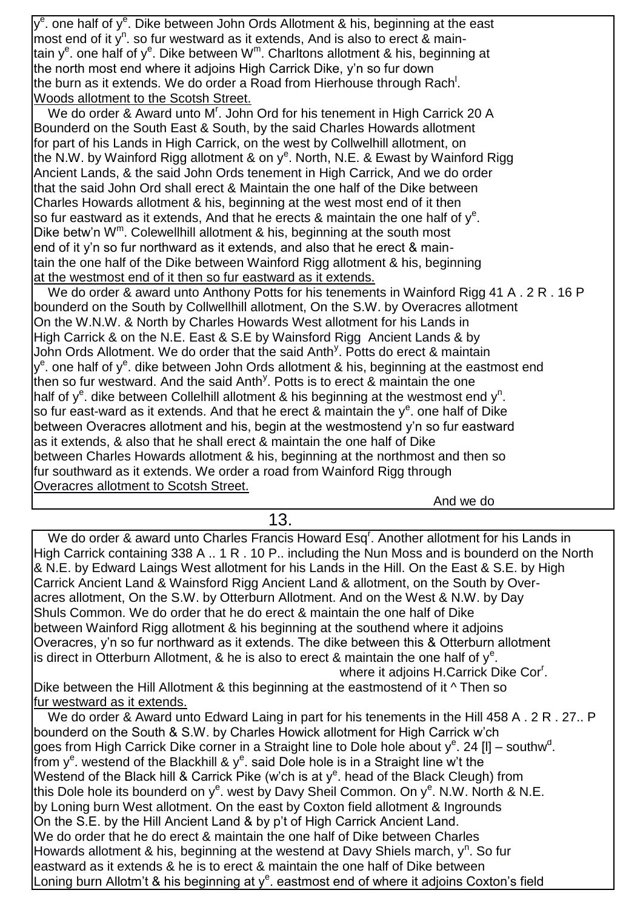$y^e$. one half of $y^e$. Dike between John Ords Allotment & his, beginning at the east most end of it $y^n$. so fur westward as it extends, And is also to erect & maintain $y^e$. one half of $y^e$. Dike between $W^m$. Charltons allotment & his, beginning at the north most end where it adjoins High Carrick Dike, y'n so fur down the burn as it extends. We do order a Road from Hierhouse through $Rach^l$. Woods allotment to the Scotsh Street.

We do order & Award unto $M^r$. John Ord for his tenement in High Carrick 20 A Bounderd on the South East & South, by the said Charles Howards allotment for part of his Lands in High Carrick, on the west by Collwelhill allotment, on the N.W. by Wainford Rigg allotment & on $y^e$. North, N.E. & Ewast by Wainford Rigg Ancient Lands, & the said John Ords tenement in High Carrick, And we do order that the said John Ord shall erect & Maintain the one half of the Dike between Charles Howards allotment & his, beginning at the west most end of it then so fur eastward as it extends, And that he erects & maintain the one half of $y^e$. Dike betw'n $W^m$. Colewellhill allotment & his, beginning at the south most end of it y'n so fur northward as it extends, and also that he erect & maintain the one half of the Dike between Wainford Rigg allotment & his, beginning at the westmost end of it then so fur eastward as it extends.

We do order & award unto Anthony Potts for his tenements in Wainford Rigg 41 A . 2 R . 16 P bounderd on the South by Collwellhill allotment, On the S.W. by Overacres allotment On the W.N.W. & North by Charles Howards West allotment for his Lands in High Carrick & on the N.E. East & S.E by Wainsford Rigg Ancient Lands & by John Ords Allotment. We do order that the said $Anth^y$. Potts do erect & maintain $y^e$. one half of $y^e$. dike between John Ords allotment & his, beginning at the eastmost end then so fur westward. And the said $Anth^y$. Potts is to erect & maintain the one half of $y^e$. dike between Collelhill allotment & his beginning at the westmost end $y^n$. so fur east-ward as it extends. And that he erect & maintain the $y^e$. one half of Dike between Overacres allotment and his, begin at the westmostend y'n so fur eastward as it extends, & also that he shall erect & maintain the one half of Dike between Charles Howards allotment & his, beginning at the northmost and then so fur southward as it extends. We order a road from Wainford Rigg through Overacres allotment to Scotsh Street.

And we do

We do order & award unto Charles Francis Howard $Esq^r$. Another allotment for his Lands in High Carrick containing 338 A .. 1 R . 10 P.. including the Nun Moss and is bounderd on the North & N.E. by Edward Laings West allotment for his Lands in the Hill. On the East & S.E. by High Carrick Ancient Land & Wainsford Rigg Ancient Land & allotment, on the South by Overacres allotment, On the S.W. by Otterburn Allotment. And on the West & N.W. by Day Shuls Common. We do order that he do erect & maintain the one half of Dike between Wainford Rigg allotment & his beginning at the southend where it adjoins Overacres, y'n so fur northward as it extends. The dike between this & Otterburn allotment is direct in Otterburn Allotment, & he is also to erect & maintain the one half of $y^e$. Dike between the Hill Allotment & this beginning at the eastmostend of it ^ where it adjoins H.Carrick Dike $Cor^r$. Then so fur westward as it extends.

We do order & Award unto Edward Laing in part for his tenements in the Hill 458 A . 2 R . 27.. P bounderd on the South & S.W. by Charles Howick allotment for High Carrick w'ch goes from High Carrick Dike corner in a Straight line to Dole hole about $y^e$. 24 [l] – $southw^d$. from $y^e$. westend of the Blackhill & $y^e$. said Dole hole is in a Straight line w't the Westend of the Black hill & Carrick Pike (w'ch is at $y^e$. head of the Black Cleugh) from this Dole hole its bounderd on $y^e$. west by Davy Sheil Common. On $y^e$. N.W. North & N.E. by Loning burn West allotment. On the east by Coxton field allotment & Ingrounds On the S.E. by the Hill Ancient Land & by p't of High Carrick Ancient Land. We do order that he do erect & maintain the one half of Dike between Charles Howards allotment & his, beginning at the westend at Davy Shiels march, $y^n$. So fur eastward as it extends & he is to erect & maintain the one half of Dike between Loning burn Allotm't & his beginning at $y^e$. eastmost end of where it adjoins Coxton's field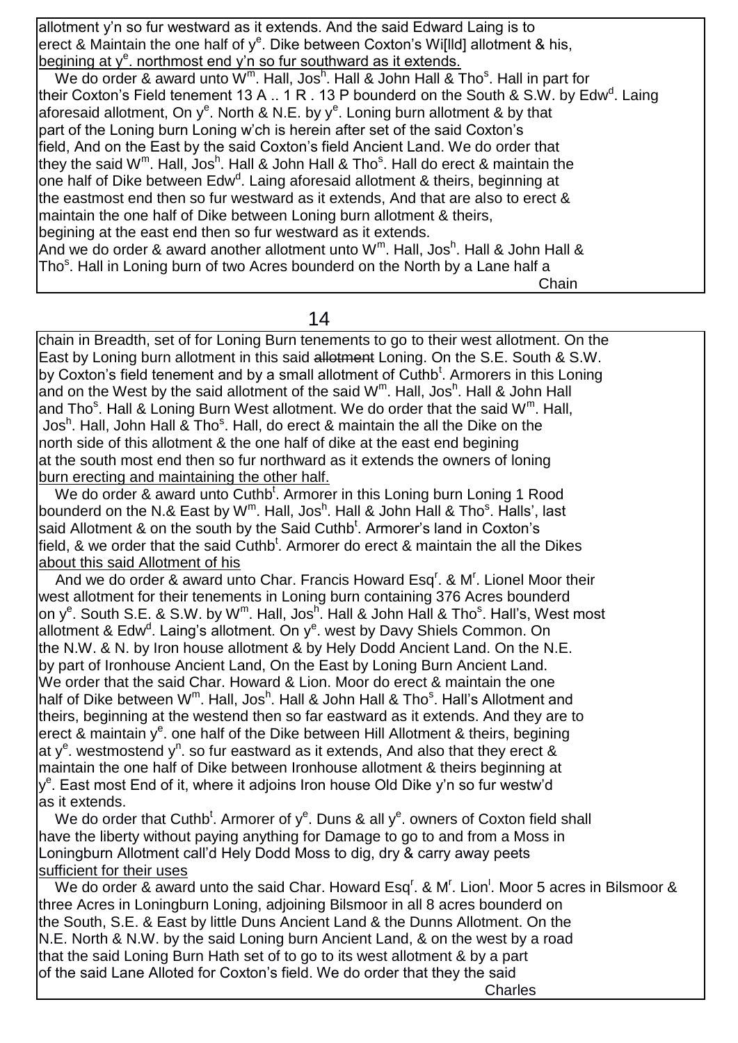allotment y'n so fur westward as it extends. And the said Edward Laing is to erect & Maintain the one half of y$^e$. Dike between Coxton's Wi[lld] allotment & his, begining at y$^e$. northmost end y'n so fur southward as it extends.

We do order & award unto W$^m$. Hall, Jos$^h$. Hall & John Hall & Tho$^s$. Hall in part for their Coxton's Field tenement 13 A .. 1 R . 13 P bounderd on the South & S.W. by Edw$^d$. Laing aforesaid allotment, On y$^e$. North & N.E. by y$^e$. Loning burn allotment & by that part of the Loning burn Loning w'ch is herein after set of the said Coxton's field, And on the East by the said Coxton's field Ancient Land. We do order that they the said W$^m$. Hall, Jos$^h$. Hall & John Hall & Tho$^s$. Hall do erect & maintain the one half of Dike between Edw$^d$. Laing aforesaid allotment & theirs, beginning at the eastmost end then so fur westward as it extends, And that are also to erect & maintain the one half of Dike between Loning burn allotment & theirs, begining at the east end then so fur westward as it extends.

And we do order & award another allotment unto W$^m$. Hall, Jos$^h$. Hall & John Hall & Tho$^s$. Hall in Loning burn of two Acres bounderd on the North by a Lane half a chain in Breadth, set of for Loning Burn tenements to go to their west allotment. On the East by Loning burn allotment in this said ~~allotment~~ Loning. On the S.E. South & S.W. by Coxton's field tenement and by a small allotment of Cuthb$^t$. Armorers in this Loning and on the West by the said allotment of the said W$^m$. Hall, Jos$^h$. Hall & John Hall and Tho$^s$. Hall & Loning Burn West allotment. We do order that the said W$^m$. Hall, Jos$^h$. Hall, John Hall & Tho$^s$. Hall, do erect & maintain the all the Dike on the north side of this allotment & the one half of dike at the east end begining at the south most end then so fur northward as it extends the owners of loning burn erecting and maintaining the other half.

We do order & award unto Cuthb$^t$. Armorer in this Loning burn Loning 1 Rood bounderd on the N.& East by W$^m$. Hall, Jos$^h$. Hall & John Hall & Tho$^s$. Halls', last said Allotment & on the south by the Said Cuthb$^t$. Armorer's land in Coxton's field, & we order that the said Cuthb$^t$. Armorer do erect & maintain the all the Dikes about this said Allotment of his

And we do order & award unto Char. Francis Howard Esq$^r$. & M$^r$. Lionel Moor their west allotment for their tenements in Loning burn containing 376 Acres bounderd on y$^e$. South S.E. & S.W. by W$^m$. Hall, Jos$^h$. Hall & John Hall & Tho$^s$. Hall's, West most allotment & Edw$^d$. Laing's allotment. On y$^e$. west by Davy Shiels Common. On the N.W. & N. by Iron house allotment & by Hely Dodd Ancient Land. On the N.E. by part of Ironhouse Ancient Land, On the East by Loning Burn Ancient Land. We order that the said Char. Howard & Lion. Moor do erect & maintain the one half of Dike between W$^m$. Hall, Jos$^h$. Hall & John Hall & Tho$^s$. Hall's Allotment and theirs, beginning at the westend then so far eastward as it extends. And they are to erect & maintain y$^e$. one half of the Dike between Hill Allotment & theirs, begining at y$^e$. westmostend y$^n$. so fur eastward as it extends, And also that they erect & maintain the one half of Dike between Ironhouse allotment & theirs beginning at y$^e$. East most End of it, where it adjoins Iron house Old Dike y'n so fur westw'd as it extends.

We do order that Cuthb$^t$. Armorer of y$^e$. Duns & all y$^e$. owners of Coxton field shall have the liberty without paying anything for Damage to go to and from a Moss in Loningburn Allotment call'd Hely Dodd Moss to dig, dry & carry away peets sufficient for their uses

We do order & award unto the said Char. Howard Esq$^r$. & M$^r$. Lion$^l$. Moor 5 acres in Bilsmoor & three Acres in Loningburn Loning, adjoining Bilsmoor in all 8 acres bounderd on the South, S.E. & East by little Duns Ancient Land & the Dunns Allotment. On the N.E. North & N.W. by the said Loning burn Ancient Land, & on the west by a road that the said Loning Burn Hath set of to go to its west allotment & by a part of the said Lane Alloted for Coxton's field. We do order that they the said

Charles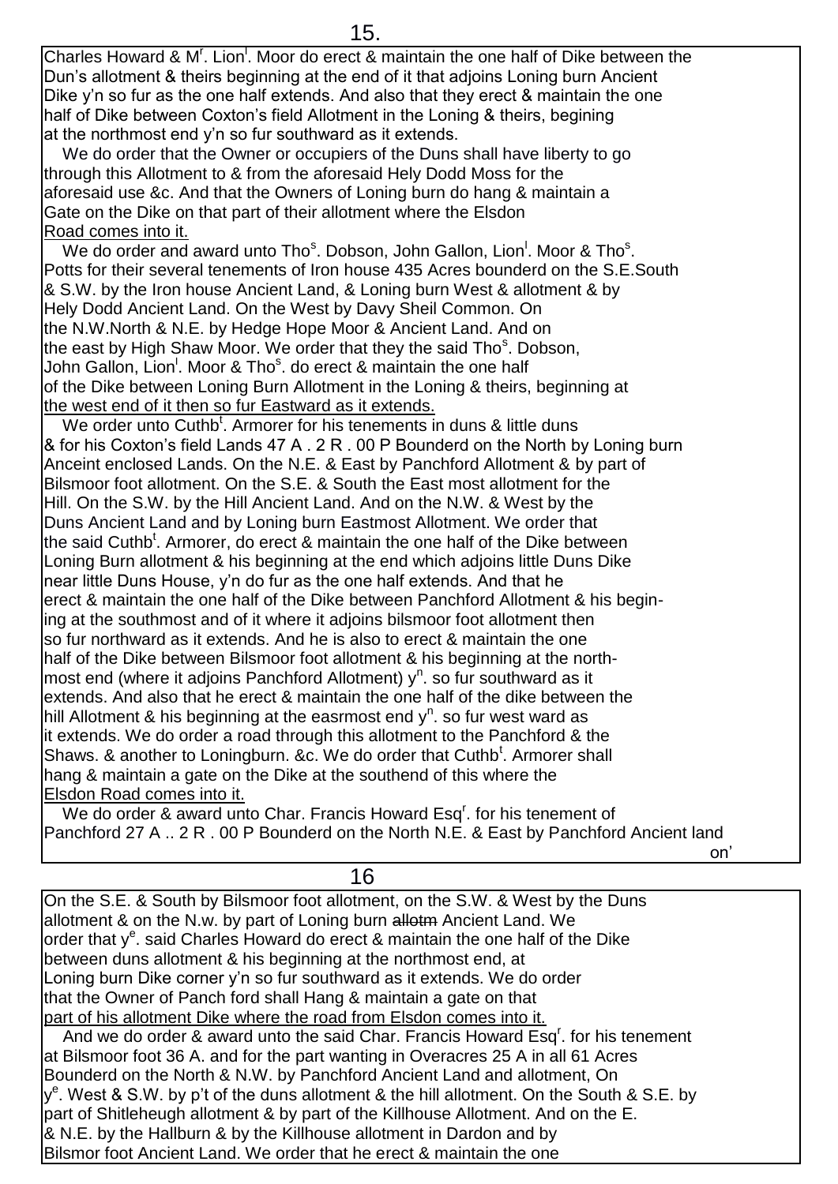Charles Howard & M[r]. Lion[l]. Moor do erect & maintain the one half of Dike between the Dun's allotment & theirs beginning at the end of it that adjoins Loning burn Ancient Dike y'n so fur as the one half extends. And also that they erect & maintain the one half of Dike between Coxton's field Allotment in the Loning & theirs, begining at the northmost end y'n so fur southward as it extends.

We do order that the Owner or occupiers of the Duns shall have liberty to go through this Allotment to & from the aforesaid Hely Dodd Moss for the aforesaid use &c. And that the Owners of Loning burn do hang & maintain a Gate on the Dike on that part of their allotment where the Elsdon Road comes into it.

We do order and award unto Tho[s]. Dobson, John Gallon, Lion[l]. Moor & Tho[s]. Potts for their several tenements of Iron house 435 Acres bounderd on the S.E.South & S.W. by the Iron house Ancient Land, & Loning burn West & allotment & by Hely Dodd Ancient Land. On the West by Davy Sheil Common. On the N.W.North & N.E. by Hedge Hope Moor & Ancient Land. And on the east by High Shaw Moor. We order that they the said Tho[s]. Dobson, John Gallon, Lion[l]. Moor & Tho[s]. do erect & maintain the one half of the Dike between Loning Burn Allotment in the Loning & theirs, beginning at the west end of it then so fur Eastward as it extends.

We order unto Cuthb[t]. Armorer for his tenements in duns & little duns & for his Coxton's field Lands 47 A . 2 R . 00 P Bounderd on the North by Loning burn Anceint enclosed Lands. On the N.E. & East by Panchford Allotment & by part of Bilsmoor foot allotment. On the S.E. & South the East most allotment for the Hill. On the S.W. by the Hill Ancient Land. And on the N.W. & West by the Duns Ancient Land and by Loning burn Eastmost Allotment. We order that the said Cuthb[t]. Armorer, do erect & maintain the one half of the Dike between Loning Burn allotment & his beginning at the end which adjoins little Duns Dike near little Duns House, y'n do fur as the one half extends. And that he erect & maintain the one half of the Dike between Panchford Allotment & his begining at the southmost and of it where it adjoins bilsmoor foot allotment then so fur northward as it extends. And he is also to erect & maintain the one half of the Dike between Bilsmoor foot allotment & his beginning at the northmost end (where it adjoins Panchford Allotment) y[n]. so fur southward as it extends. And also that he erect & maintain the one half of the dike between the hill Allotment & his beginning at the easrmost end y[n]. so fur west ward as it extends. We do order a road through this allotment to the Panchford & the Shaws. & another to Loningburn. &c. We do order that Cuthb[t]. Armorer shall hang & maintain a gate on the Dike at the southend of this where the Elsdon Road comes into it.

We do order & award unto Char. Francis Howard Esq[r]. for his tenement of Panchford 27 A .. 2 R . 00 P Bounderd on the North N.E. & East by Panchford Ancient land on'

On the S.E. & South by Bilsmoor foot allotment, on the S.W. & West by the Duns allotment & on the N.w. by part of Loning burn ~~allotm~~ Ancient Land. We order that y[e]. said Charles Howard do erect & maintain the one half of the Dike between duns allotment & his beginning at the northmost end, at Loning burn Dike corner y'n so fur southward as it extends. We do order that the Owner of Panch ford shall Hang & maintain a gate on that part of his allotment Dike where the road from Elsdon comes into it.

And we do order & award unto the said Char. Francis Howard Esq[r]. for his tenement at Bilsmoor foot 36 A. and for the part wanting in Overacres 25 A in all 61 Acres Bounderd on the North & N.W. by Panchford Ancient Land and allotment, On y[e]. West & S.W. by p't of the duns allotment & the hill allotment. On the South & S.E. by part of Shitleheugh allotment & by part of the Killhouse Allotment. And on the E. & N.E. by the Hallburn & by the Killhouse allotment in Dardon and by Bilsmor foot Ancient Land. We order that he erect & maintain the one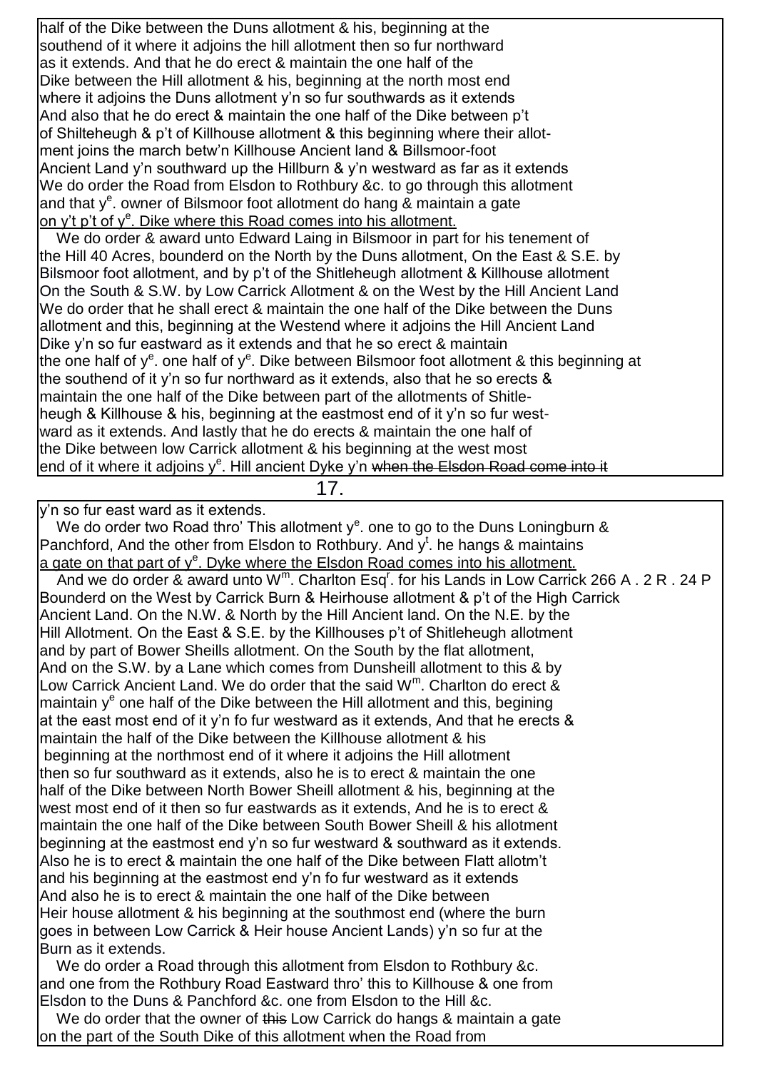half of the Dike between the Duns allotment & his, beginning at the southend of it where it adjoins the hill allotment then so fur northward as it extends. And that he do erect & maintain the one half of the Dike between the Hill allotment & his, beginning at the north most end where it adjoins the Duns allotment y'n so fur southwards as it extends And also that he do erect & maintain the one half of the Dike between p't of Shilteheugh & p't of Killhouse allotment & this beginning where their allotment joins the march betw'n Killhouse Ancient land & Billsmoor-foot Ancient Land y'n southward up the Hillburn & y'n westward as far as it extends We do order the Road from Elsdon to Rothbury &c. to go through this allotment and that y^e. owner of Bilsmoor foot allotment do hang & maintain a gate <u>on y't p't of y^e. Dike where this Road comes into his allotment.</u>

We do order & award unto Edward Laing in Bilsmoor in part for his tenement of the Hill 40 Acres, bounderd on the North by the Duns allotment, On the East & S.E. by Bilsmoor foot allotment, and by p't of the Shitleheugh allotment & Killhouse allotment On the South & S.W. by Low Carrick Allotment & on the West by the Hill Ancient Land We do order that he shall erect & maintain the one half of the Dike between the Duns allotment and this, beginning at the Westend where it adjoins the Hill Ancient Land Dike y'n so fur eastward as it extends and that he so erect & maintain the one half of y^e. one half of y^e. Dike between Bilsmoor foot allotment & this beginning at the southend of it y'n so fur northward as it extends, also that he so erects & maintain the one half of the Dike between part of the allotments of Shitleheugh & Killhouse & his, beginning at the eastmost end of it y'n so fur westward as it extends. And lastly that he do erects & maintain the one half of the Dike between low Carrick allotment & his beginning at the west most end of it where it adjoins y^e. Hill ancient Dyke y'n ~~when the Elsdon Road come into it~~

y'n so fur east ward as it extends.

We do order two Road thro' This allotment y^e. one to go to the Duns Loningburn & Panchford, And the other from Elsdon to Rothbury. And y^t. he hangs & maintains <u>a gate on that part of y^e. Dyke where the Elsdon Road comes into his allotment.</u>

And we do order & award unto W^m. Charlton Esq^r. for his Lands in Low Carrick 266 A . 2 R . 24 P Bounderd on the West by Carrick Burn & Heirhouse allotment & p't of the High Carrick Ancient Land. On the N.W. & North by the Hill Ancient land. On the N.E. by the Hill Allotment. On the East & S.E. by the Killhouses p't of Shitleheugh allotment and by part of Bower Sheills allotment. On the South by the flat allotment, And on the S.W. by a Lane which comes from Dunsheill allotment to this & by Low Carrick Ancient Land. We do order that the said W^m. Charlton do erect & maintain y^e one half of the Dike between the Hill allotment and this, begining at the east most end of it y'n fo fur westward as it extends, And that he erects & maintain the half of the Dike between the Killhouse allotment & his beginning at the northmost end of it where it adjoins the Hill allotment then so fur southward as it extends, also he is to erect & maintain the one half of the Dike between North Bower Sheill allotment & his, beginning at the west most end of it then so fur eastwards as it extends, And he is to erect & maintain the one half of the Dike between South Bower Sheill & his allotment beginning at the eastmost end y'n so fur westward & southward as it extends. Also he is to erect & maintain the one half of the Dike between Flatt allotm't and his beginning at the eastmost end y'n fo fur westward as it extends And also he is to erect & maintain the one half of the Dike between Heir house allotment & his beginning at the southmost end (where the burn goes in between Low Carrick & Heir house Ancient Lands) y'n so fur at the Burn as it extends.

We do order a Road through this allotment from Elsdon to Rothbury &c. and one from the Rothbury Road Eastward thro' this to Killhouse & one from Elsdon to the Duns & Panchford &c. one from Elsdon to the Hill &c.

We do order that the owner of ~~this~~ Low Carrick do hangs & maintain a gate on the part of the South Dike of this allotment when the Road from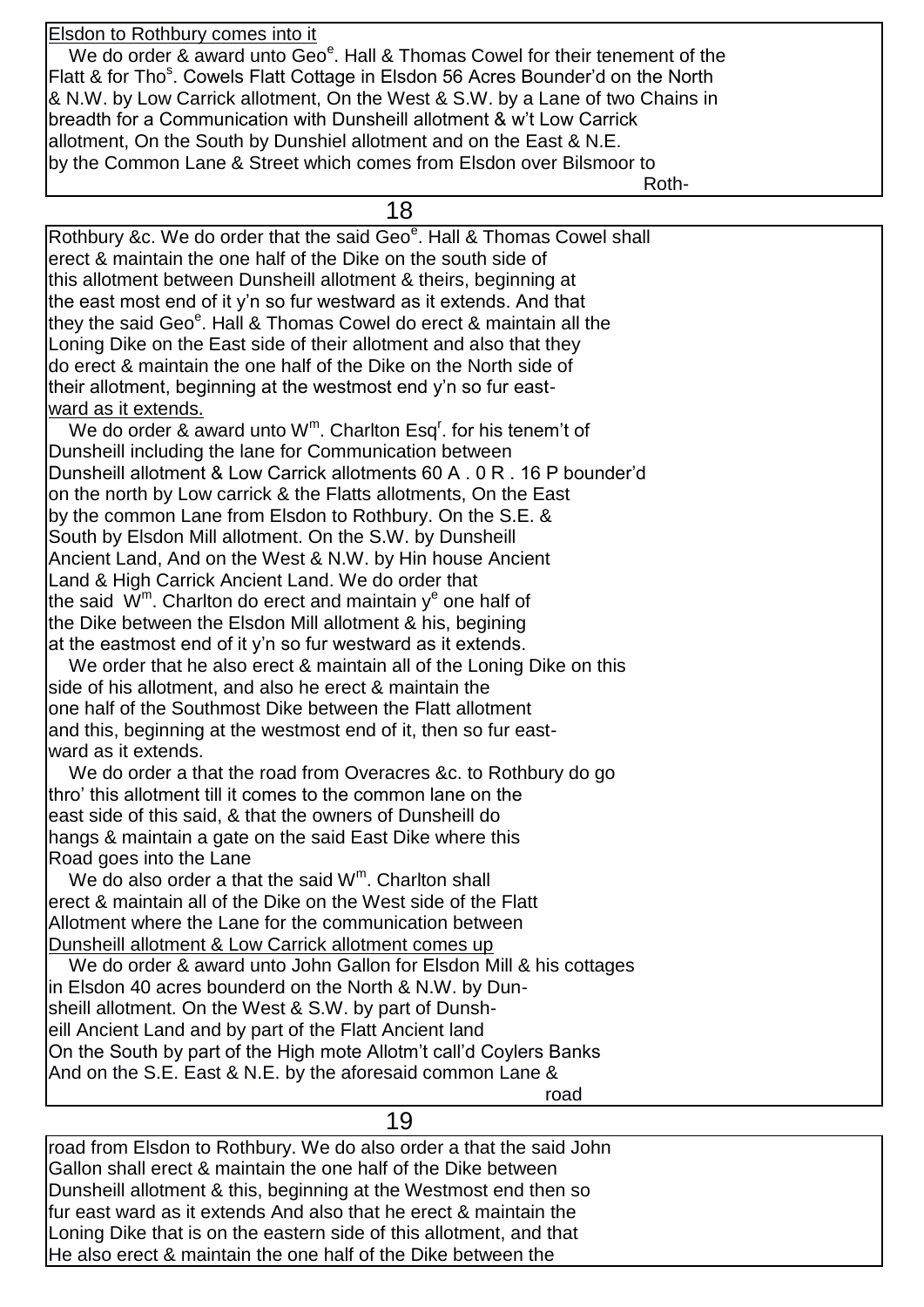Elsdon to Rothbury comes into it

We do order & award unto Geo[e]. Hall & Thomas Cowel for their tenement of the Flatt & for Tho[s]. Cowels Flatt Cottage in Elsdon 56 Acres Bounder'd on the North & N.W. by Low Carrick allotment, On the West & S.W. by a Lane of two Chains in breadth for a Communication with Dunsheill allotment & w't Low Carrick allotment, On the South by Dunshiel allotment and on the East & N.E. by the Common Lane & Street which comes from Elsdon over Bilsmoor to Rothbury &c. We do order that the said Geo[e]. Hall & Thomas Cowel shall erect & maintain the one half of the Dike on the south side of this allotment between Dunsheill allotment & theirs, beginning at the east most end of it y'n so fur westward as it extends. And that they the said Geo[e]. Hall & Thomas Cowel do erect & maintain all the Loning Dike on the East side of their allotment and also that they do erect & maintain the one half of the Dike on the North side of their allotment, beginning at the westmost end y'n so fur eastward as it extends.

We do order & award unto W[m]. Charlton Esq[r]. for his tenem't of Dunsheill including the lane for Communication between Dunsheill allotment & Low Carrick allotments 60 A . 0 R . 16 P bounder'd on the north by Low carrick & the Flatts allotments, On the East by the common Lane from Elsdon to Rothbury. On the S.E. & South by Elsdon Mill allotment. On the S.W. by Dunsheill Ancient Land, And on the West & N.W. by Hin house Ancient Land & High Carrick Ancient Land. We do order that the said W[m]. Charlton do erect and maintain y[e] one half of the Dike between the Elsdon Mill allotment & his, begining at the eastmost end of it y'n so fur westward as it extends.

We order that he also erect & maintain all of the Loning Dike on this side of his allotment, and also he erect & maintain the one half of the Southmost Dike between the Flatt allotment and this, beginning at the westmost end of it, then so fur eastward as it extends.

We do order a that the road from Overacres &c. to Rothbury do go thro' this allotment till it comes to the common lane on the east side of this said, & that the owners of Dunsheill do hangs & maintain a gate on the said East Dike where this Road goes into the Lane

We do also order a that the said W[m]. Charlton shall erect & maintain all of the Dike on the West side of the Flatt Allotment where the Lane for the communication between Dunsheill allotment & Low Carrick allotment comes up

We do order & award unto John Gallon for Elsdon Mill & his cottages in Elsdon 40 acres bounderd on the North & N.W. by Dunsheill allotment. On the West & S.W. by part of Dunsheill Ancient Land and by part of the Flatt Ancient land On the South by part of the High mote Allotm't call'd Coylers Banks And on the S.E. East & N.E. by the aforesaid common Lane & road from Elsdon to Rothbury. We do also order a that the said John Gallon shall erect & maintain the one half of the Dike between Dunsheill allotment & this, beginning at the Westmost end then so fur east ward as it extends And also that he erect & maintain the Loning Dike that is on the eastern side of this allotment, and that He also erect & maintain the one half of the Dike between the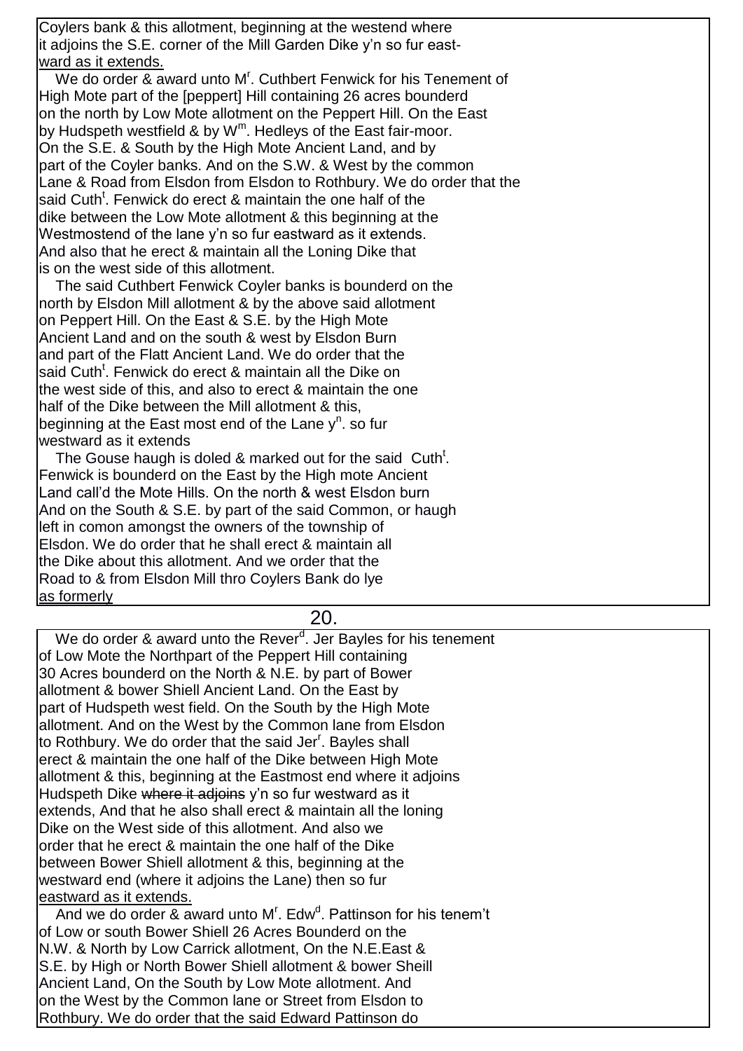Coylers bank & this allotment, beginning at the westend where it adjoins the S.E. corner of the Mill Garden Dike y'n so fur eastward as it extends.

We do order & award unto Mr. Cuthbert Fenwick for his Tenement of High Mote part of the [peppert] Hill containing 26 acres bounderd on the north by Low Mote allotment on the Peppert Hill. On the East by Hudspeth westfield & by Wm. Hedleys of the East fair-moor. On the S.E. & South by the High Mote Ancient Land, and by part of the Coyler banks. And on the S.W. & West by the common Lane & Road from Elsdon from Elsdon to Rothbury. We do order that the said Cutht. Fenwick do erect & maintain the one half of the dike between the Low Mote allotment & this beginning at the Westmostend of the lane y'n so fur eastward as it extends. And also that he erect & maintain all the Loning Dike that is on the west side of this allotment.

The said Cuthbert Fenwick Coyler banks is bounderd on the north by Elsdon Mill allotment & by the above said allotment on Peppert Hill. On the East & S.E. by the High Mote Ancient Land and on the south & west by Elsdon Burn and part of the Flatt Ancient Land. We do order that the said Cutht. Fenwick do erect & maintain all the Dike on the west side of this, and also to erect & maintain the one half of the Dike between the Mill allotment & this, beginning at the East most end of the Lane yn. so fur westward as it extends

The Gouse haugh is doled & marked out for the said Cutht. Fenwick is bounderd on the East by the High mote Ancient Land call'd the Mote Hills. On the north & west Elsdon burn And on the South & S.E. by part of the said Common, or haugh left in comon amongst the owners of the township of Elsdon. We do order that he shall erect & maintain all the Dike about this allotment. And we order that the Road to & from Elsdon Mill thro Coylers Bank do lye as formerly

20.

We do order & award unto the Reverd. Jer Bayles for his tenement of Low Mote the Northpart of the Peppert Hill containing 30 Acres bounderd on the North & N.E. by part of Bower allotment & bower Shiell Ancient Land. On the East by part of Hudspeth west field. On the South by the High Mote allotment. And on the West by the Common lane from Elsdon to Rothbury. We do order that the said Jerr. Bayles shall erect & maintain the one half of the Dike between High Mote allotment & this, beginning at the Eastmost end where it adjoins Hudspeth Dike ~~where it adjoins~~ y'n so fur westward as it extends, And that he also shall erect & maintain all the loning Dike on the West side of this allotment. And also we order that he erect & maintain the one half of the Dike between Bower Shiell allotment & this, beginning at the westward end (where it adjoins the Lane) then so fur eastward as it extends.

And we do order & award unto Mr. Edwd. Pattinson for his tenem't of Low or south Bower Shiell 26 Acres Bounderd on the N.W. & North by Low Carrick allotment, On the N.E.East & S.E. by High or North Bower Shiell allotment & bower Sheill Ancient Land, On the South by Low Mote allotment. And on the West by the Common lane or Street from Elsdon to Rothbury. We do order that the said Edward Pattinson do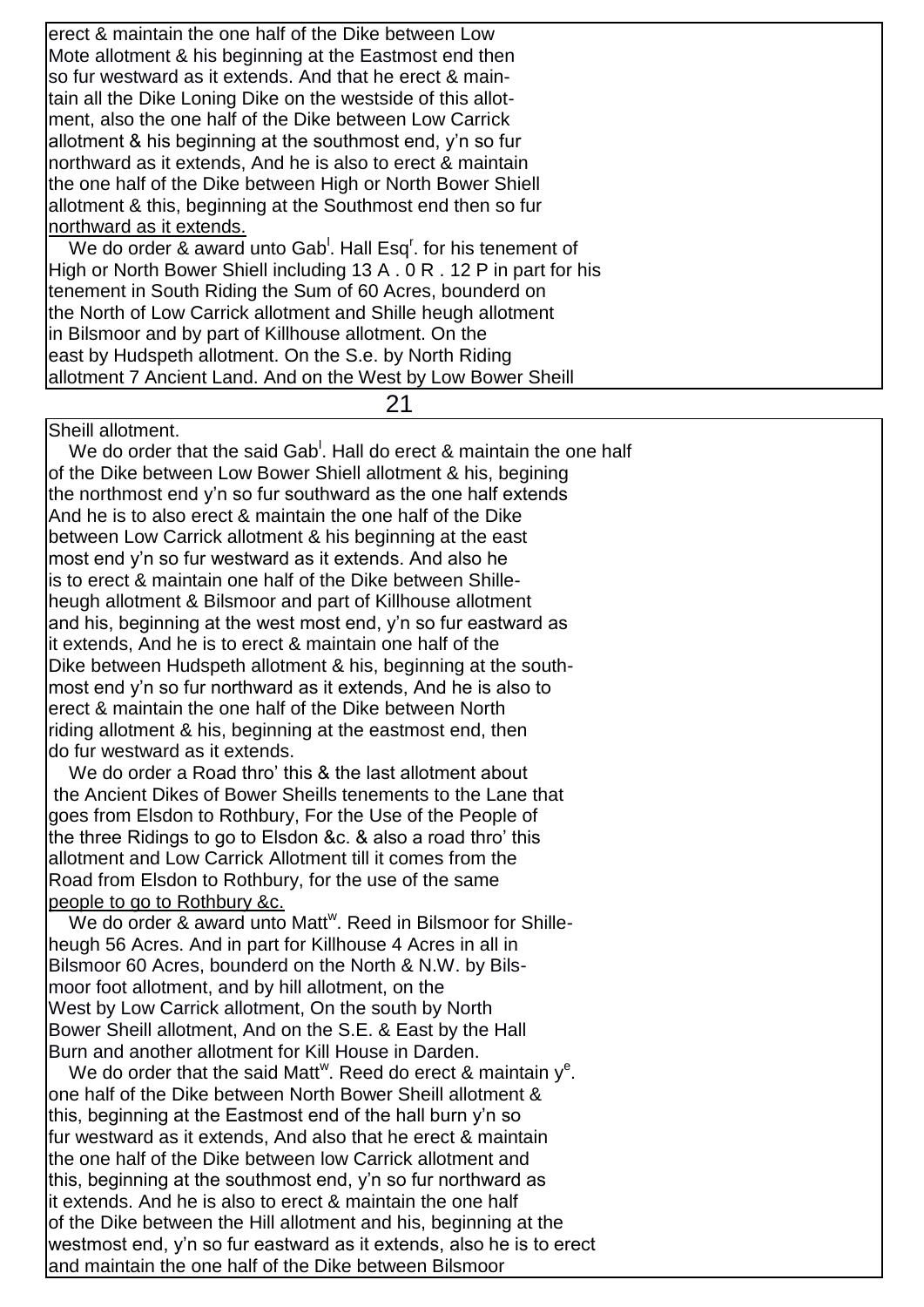erect & maintain the one half of the Dike between Low Mote allotment & his beginning at the Eastmost end then so fur westward as it extends. And that he erect & maintain all the Dike Loning Dike on the westside of this allotment, also the one half of the Dike between Low Carrick allotment & his beginning at the southmost end, y'n so fur northward as it extends, And he is also to erect & maintain the one half of the Dike between High or North Bower Shiell allotment & this, beginning at the Southmost end then so fur northward as it extends.

We do order & award unto Gab[l]. Hall Esq[r]. for his tenement of High or North Bower Shiell including 13 A . 0 R . 12 P in part for his tenement in South Riding the Sum of 60 Acres, bounderd on the North of Low Carrick allotment and Shille heugh allotment in Bilsmoor and by part of Killhouse allotment. On the east by Hudspeth allotment. On the S.e. by North Riding allotment 7 Ancient Land. And on the West by Low Bower Sheill

Sheill allotment.

We do order that the said Gab[l]. Hall do erect & maintain the one half of the Dike between Low Bower Shiell allotment & his, begining the northmost end y'n so fur southward as the one half extends And he is to also erect & maintain the one half of the Dike between Low Carrick allotment & his beginning at the east most end y'n so fur westward as it extends. And also he is to erect & maintain one half of the Dike between Shilleheugh allotment & Bilsmoor and part of Killhouse allotment and his, beginning at the west most end, y'n so fur eastward as it extends, And he is to erect & maintain one half of the Dike between Hudspeth allotment & his, beginning at the southmost end y'n so fur northward as it extends, And he is also to erect & maintain the one half of the Dike between North riding allotment & his, beginning at the eastmost end, then do fur westward as it extends.

We do order a Road thro' this & the last allotment about the Ancient Dikes of Bower Sheills tenements to the Lane that goes from Elsdon to Rothbury, For the Use of the People of the three Ridings to go to Elsdon &c. & also a road thro' this allotment and Low Carrick Allotment till it comes from the Road from Elsdon to Rothbury, for the use of the same people to go to Rothbury &c.

We do order & award unto Matt[w]. Reed in Bilsmoor for Shilleheugh 56 Acres. And in part for Killhouse 4 Acres in all in Bilsmoor 60 Acres, bounderd on the North & N.W. by Bilsmoor foot allotment, and by hill allotment, on the West by Low Carrick allotment, On the south by North Bower Sheill allotment, And on the S.E. & East by the Hall Burn and another allotment for Kill House in Darden.

We do order that the said Matt[w]. Reed do erect & maintain y[e]. one half of the Dike between North Bower Sheill allotment & this, beginning at the Eastmost end of the hall burn y'n so fur westward as it extends, And also that he erect & maintain the one half of the Dike between low Carrick allotment and this, beginning at the southmost end, y'n so fur northward as it extends. And he is also to erect & maintain the one half of the Dike between the Hill allotment and his, beginning at the westmost end, y'n so fur eastward as it extends, also he is to erect and maintain the one half of the Dike between Bilsmoor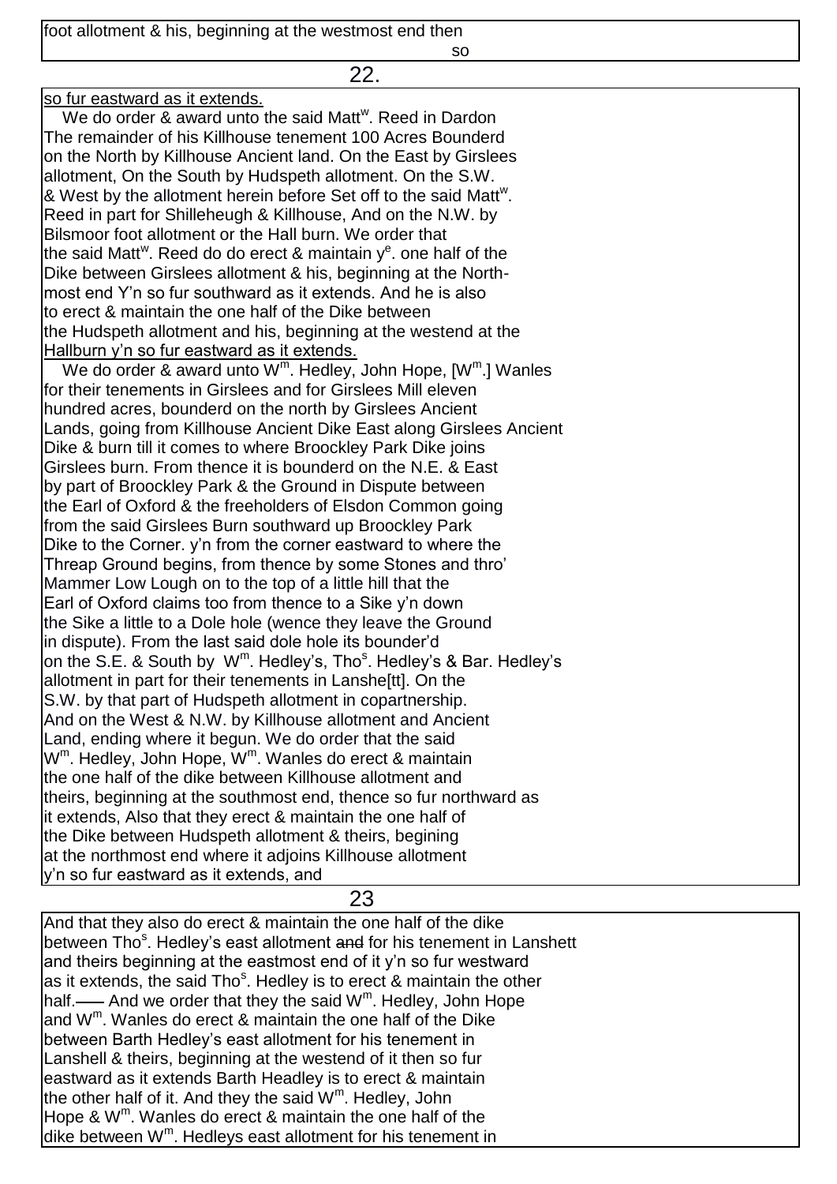foot allotment & his, beginning at the westmost end then so

so fur eastward as it extends.

We do order & award unto the said Matt$^{w}$. Reed in Dardon The remainder of his Killhouse tenement 100 Acres Bounderd on the North by Killhouse Ancient land. On the East by Girslees allotment, On the South by Hudspeth allotment. On the S.W. & West by the allotment herein before Set off to the said Matt$^{w}$. Reed in part for Shilleheugh & Killhouse, And on the N.W. by Bilsmoor foot allotment or the Hall burn. We order that the said Matt$^{w}$. Reed do do erect & maintain y$^{e}$. one half of the Dike between Girslees allotment & his, beginning at the North-most end Y'n so fur southward as it extends. And he is also to erect & maintain the one half of the Dike between the Hudspeth allotment and his, beginning at the westend at the Hallburn y'n so fur eastward as it extends.

We do order & award unto W$^{m}$. Hedley, John Hope, [W$^{m}$.] Wanles for their tenements in Girslees and for Girslees Mill eleven hundred acres, bounderd on the north by Girslees Ancient Lands, going from Killhouse Ancient Dike East along Girslees Ancient Dike & burn till it comes to where Broockley Park Dike joins Girslees burn. From thence it is bounderd on the N.E. & East by part of Broockley Park & the Ground in Dispute between the Earl of Oxford & the freeholders of Elsdon Common going from the said Girslees Burn southward up Broockley Park Dike to the Corner. y'n from the corner eastward to where the Threap Ground begins, from thence by some Stones and thro' Mammer Low Lough on to the top of a little hill that the Earl of Oxford claims too from thence to a Sike y'n down the Sike a little to a Dole hole (wence they leave the Ground in dispute). From the last said dole hole its bounder'd on the S.E. & South by W$^{m}$. Hedley's, Tho$^{s}$. Hedley's & Bar. Hedley's allotment in part for their tenements in Lanshe[tt]. On the S.W. by that part of Hudspeth allotment in copartnership. And on the West & N.W. by Killhouse allotment and Ancient Land, ending where it begun. We do order that the said W$^{m}$. Hedley, John Hope, W$^{m}$. Wanles do erect & maintain the one half of the dike between Killhouse allotment and theirs, beginning at the southmost end, thence so fur northward as it extends, Also that they erect & maintain the one half of the Dike between Hudspeth allotment & theirs, begining at the northmost end where it adjoins Killhouse allotment y'n so fur eastward as it extends, and

And that they also do erect & maintain the one half of the dike between Tho$^{s}$. Hedley's east allotment ~~and~~ for his tenement in Lanshett and theirs beginning at the eastmost end of it y'n so fur westward as it extends, the said Tho$^{s}$. Hedley is to erect & maintain the other half.—— And we order that they the said W$^{m}$. Hedley, John Hope and W$^{m}$. Wanles do erect & maintain the one half of the Dike between Barth Hedley's east allotment for his tenement in Lanshell & theirs, beginning at the westend of it then so fur eastward as it extends Barth Headley is to erect & maintain the other half of it. And they the said W$^{m}$. Hedley, John Hope & W$^{m}$. Wanles do erect & maintain the one half of the dike between W$^{m}$. Hedleys east allotment for his tenement in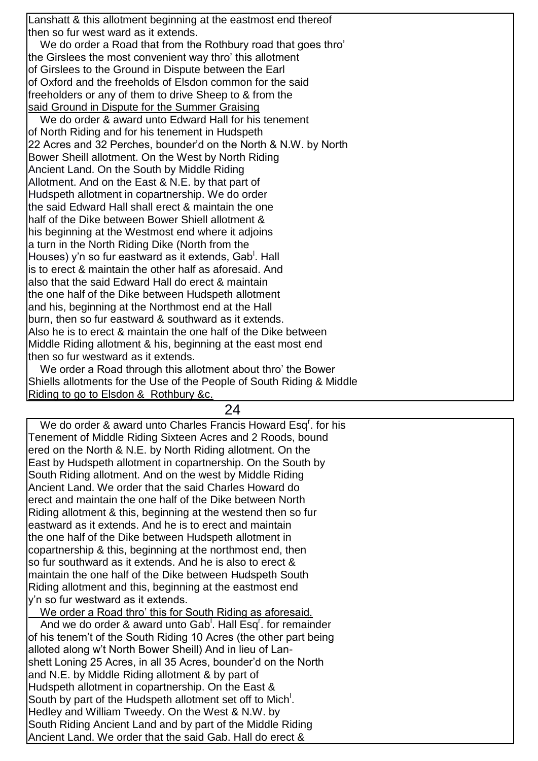Lanshatt & this allotment beginning at the eastmost end thereof
then so fur west ward as it extends.

We do order a Road ~~that~~ from the Rothbury road that goes thro'
the Girslees the most convenient way thro' this allotment
of Girslees to the Ground in Dispute between the Earl
of Oxford and the freeholds of Elsdon common for the said
freeholders or any of them to drive Sheep to & from the
said Ground in Dispute for the Summer Graising

We do order & award unto Edward Hall for his tenement
of North Riding and for his tenement in Hudspeth
22 Acres and 32 Perches, bounder'd on the North & N.W. by North
Bower Sheill allotment. On the West by North Riding
Ancient Land. On the South by Middle Riding
Allotment. And on the East & N.E. by that part of
Hudspeth allotment in copartnership. We do order
the said Edward Hall shall erect & maintain the one
half of the Dike between Bower Shiell allotment &
his beginning at the Westmost end where it adjoins
a turn in the North Riding Dike (North from the
Houses) y'n so fur eastward as it extends, Gabl. Hall
is to erect & maintain the other half as aforesaid. And
also that the said Edward Hall do erect & maintain
the one half of the Dike between Hudspeth allotment
and his, beginning at the Northmost end at the Hall
burn, then so fur eastward & southward as it extends.
Also he is to erect & maintain the one half of the Dike between
Middle Riding allotment & his, beginning at the east most end
then so fur westward as it extends.

We order a Road through this allotment about thro' the Bower
Shiells allotments for the Use of the People of South Riding & Middle
Riding to go to Elsdon & Rothbury &c.

We do order & award unto Charles Francis Howard Esqr. for his
Tenement of Middle Riding Sixteen Acres and 2 Roods, bound
ered on the North & N.E. by North Riding allotment. On the
East by Hudspeth allotment in copartnership. On the South by
South Riding allotment. And on the west by Middle Riding
Ancient Land. We order that the said Charles Howard do
erect and maintain the one half of the Dike between North
Riding allotment & this, beginning at the westend then so fur
eastward as it extends. And he is to erect and maintain
the one half of the Dike between Hudspeth allotment in
copartnership & this, beginning at the northmost end, then
so fur southward as it extends. And he is also to erect &
maintain the one half of the Dike between ~~Hudspeth~~ South
Riding allotment and this, beginning at the eastmost end
y'n so fur westward as it extends.

We order a Road thro' this for South Riding as aforesaid.

And we do order & award unto Gabl. Hall Esqr. for remainder
of his tenem't of the South Riding 10 Acres (the other part being
alloted along w't North Bower Sheill) And in lieu of Lan-
shett Loning 25 Acres, in all 35 Acres, bounder'd on the North
and N.E. by Middle Riding allotment & by part of
Hudspeth allotment in copartnership. On the East &
South by part of the Hudspeth allotment set off to Michl.
Hedley and William Tweedy. On the West & N.W. by
South Riding Ancient Land and by part of the Middle Riding
Ancient Land. We order that the said Gab. Hall do erect &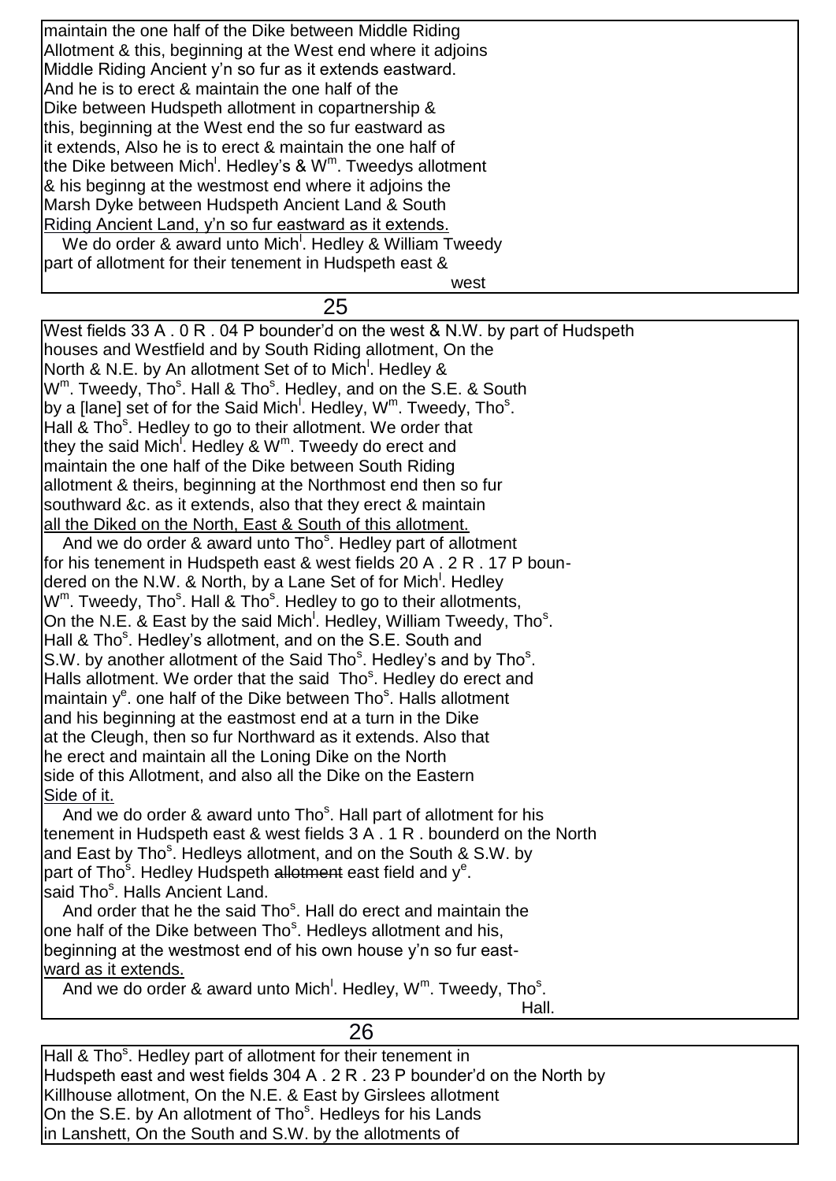maintain the one half of the Dike between Middle Riding
Allotment & this, beginning at the West end where it adjoins
Middle Riding Ancient y'n so fur as it extends eastward.
And he is to erect & maintain the one half of the
Dike between Hudspeth allotment in copartnership &
this, beginning at the West end the so fur eastward as
it extends, Also he is to erect & maintain the one half of
the Dike between Michl. Hedley's & Wm. Tweedys allotment
& his beginng at the westmost end where it adjoins the
Marsh Dyke between Hudspeth Ancient Land & South
Riding Ancient Land, y'n so fur eastward as it extends.

We do order & award unto Michl. Hedley & William Tweedy
part of allotment for their tenement in Hudspeth east &
west

West fields 33 A . 0 R . 04 P bounder'd on the west & N.W. by part of Hudspeth
houses and Westfield and by South Riding allotment, On the
North & N.E. by An allotment Set of to Michl. Hedley &
Wm. Tweedy, Thos. Hall & Thos. Hedley, and on the S.E. & South
by a [lane] set of for the Said Michl. Hedley, Wm. Tweedy, Thos.
Hall & Thos. Hedley to go to their allotment. We order that
they the said Michl. Hedley & Wm. Tweedy do erect and
maintain the one half of the Dike between South Riding
allotment & theirs, beginning at the Northmost end then so fur
southward &c. as it extends, also that they erect & maintain
all the Diked on the North, East & South of this allotment.

And we do order & award unto Thos. Hedley part of allotment
for his tenement in Hudspeth east & west fields 20 A . 2 R . 17 P boun-
dered on the N.W. & North, by a Lane Set of for Michl. Hedley
Wm. Tweedy, Thos. Hall & Thos. Hedley to go to their allotments,
On the N.E. & East by the said Michl. Hedley, William Tweedy, Thos.
Hall & Thos. Hedley's allotment, and on the S.E. South and
S.W. by another allotment of the Said Thos. Hedley's and by Thos.
Halls allotment. We order that the said Thos. Hedley do erect and
maintain ye. one half of the Dike between Thos. Halls allotment
and his beginning at the eastmost end at a turn in the Dike
at the Cleugh, then so fur Northward as it extends. Also that
he erect and maintain all the Loning Dike on the North
side of this Allotment, and also all the Dike on the Eastern
Side of it.

And we do order & award unto Thos. Hall part of allotment for his
tenement in Hudspeth east & west fields 3 A . 1 R . bounderd on the North
and East by Thos. Hedleys allotment, and on the South & S.W. by
part of Thos. Hedley Hudspeth ~~allotment~~ east field and ye.
said Thos. Halls Ancient Land.

And order that he the said Thos. Hall do erect and maintain the
one half of the Dike between Thos. Hedleys allotment and his,
beginning at the westmost end of his own house y'n so fur east-
ward as it extends.

And we do order & award unto Michl. Hedley, Wm. Tweedy, Thos.
Hall.

Hall & Thos. Hedley part of allotment for their tenement in
Hudspeth east and west fields 304 A . 2 R . 23 P bounder'd on the North by
Killhouse allotment, On the N.E. & East by Girslees allotment
On the S.E. by An allotment of Thos. Hedleys for his Lands
in Lanshett, On the South and S.W. by the allotments of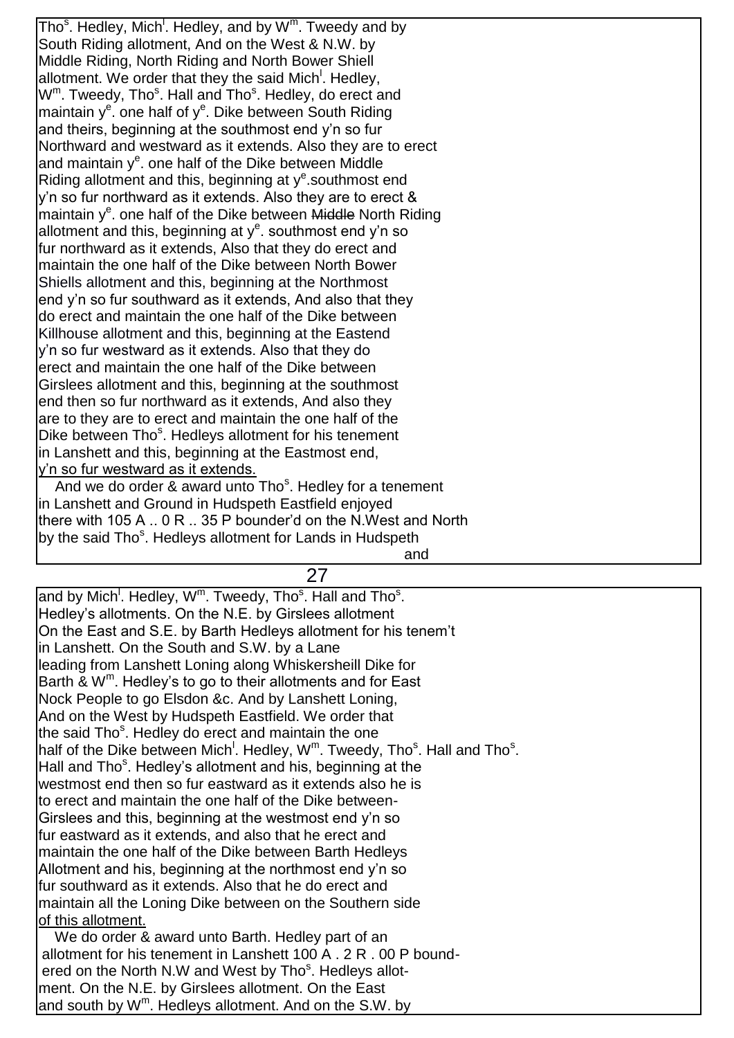Tho$^{s}$. Hedley, Mich$^{l}$. Hedley, and by W$^{m}$. Tweedy and by South Riding allotment, And on the West & N.W. by Middle Riding, North Riding and North Bower Shiell allotment. We order that they the said Mich$^{l}$. Hedley, W$^{m}$. Tweedy, Tho$^{s}$. Hall and Tho$^{s}$. Hedley, do erect and maintain y$^{e}$. one half of y$^{e}$. Dike between South Riding and theirs, beginning at the southmost end y'n so fur Northward and westward as it extends. Also they are to erect and maintain y$^{e}$. one half of the Dike between Middle Riding allotment and this, beginning at y$^{e}$.southmost end y'n so fur northward as it extends. Also they are to erect & maintain y$^{e}$. one half of the Dike between ~~Middle~~ North Riding allotment and this, beginning at y$^{e}$. southmost end y'n so fur northward as it extends, Also that they do erect and maintain the one half of the Dike between North Bower Shiells allotment and this, beginning at the Northmost end y'n so fur southward as it extends, And also that they do erect and maintain the one half of the Dike between Killhouse allotment and this, beginning at the Eastend y'n so fur westward as it extends. Also that they do erect and maintain the one half of the Dike between Girslees allotment and this, beginning at the southmost end then so fur northward as it extends, And also they are to they are to erect and maintain the one half of the Dike between Tho$^{s}$. Hedleys allotment for his tenement in Lanshett and this, beginning at the Eastmost end, y'n so fur westward as it extends.

And we do order & award unto Tho$^{s}$. Hedley for a tenement in Lanshett and Ground in Hudspeth Eastfield enjoyed there with 105 A .. 0 R .. 35 P bounder'd on the N.West and North by the said Tho$^{s}$. Hedleys allotment for Lands in Hudspeth and

and by Mich$^{l}$. Hedley, W$^{m}$. Tweedy, Tho$^{s}$. Hall and Tho$^{s}$. Hedley's allotments. On the N.E. by Girslees allotment On the East and S.E. by Barth Hedleys allotment for his tenem't in Lanshett. On the South and S.W. by a Lane leading from Lanshett Loning along Whiskersheill Dike for Barth & W$^{m}$. Hedley's to go to their allotments and for East Nock People to go Elsdon &c. And by Lanshett Loning, And on the West by Hudspeth Eastfield. We order that the said Tho$^{s}$. Hedley do erect and maintain the one half of the Dike between Mich$^{l}$. Hedley, W$^{m}$. Tweedy, Tho$^{s}$. Hall and Tho$^{s}$. Hall and Tho$^{s}$. Hedley's allotment and his, beginning at the westmost end then so fur eastward as it extends also he is to erect and maintain the one half of the Dike between- Girslees and this, beginning at the westmost end y'n so fur eastward as it extends, and also that he erect and maintain the one half of the Dike between Barth Hedleys Allotment and his, beginning at the northmost end y'n so fur southward as it extends. Also that he do erect and maintain all the Loning Dike between on the Southern side of this allotment.

We do order & award unto Barth. Hedley part of an allotment for his tenement in Lanshett 100 A . 2 R . 00 P boundered on the North N.W and West by Tho$^{s}$. Hedleys allotment. On the N.E. by Girslees allotment. On the East and south by W$^{m}$. Hedleys allotment. And on the S.W. by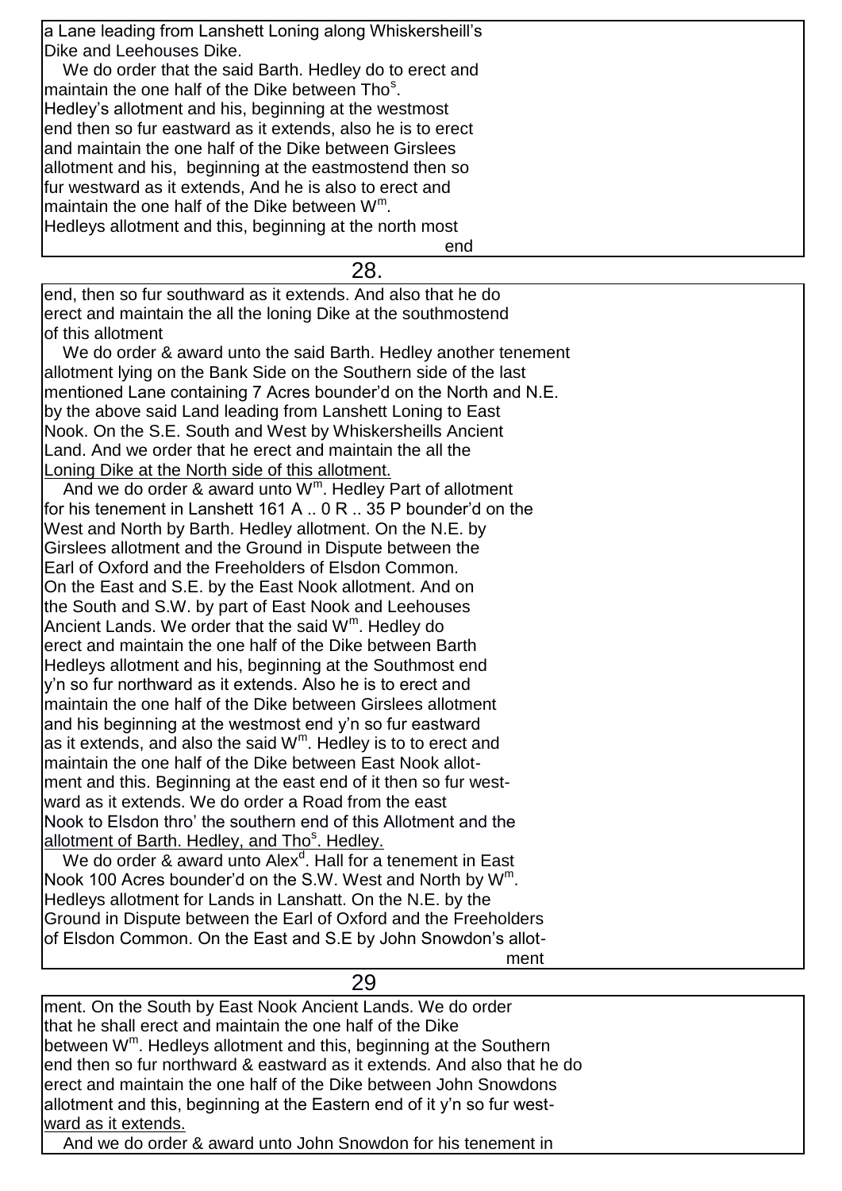a Lane leading from Lanshett Loning along Whiskersheill's Dike and Leehouses Dike.

We do order that the said Barth. Hedley do to erect and maintain the one half of the Dike between Thos. Hedley's allotment and his, beginning at the westmost end then so fur eastward as it extends, also he is to erect and maintain the one half of the Dike between Girslees allotment and his, beginning at the eastmostend then so fur westward as it extends, And he is also to erect and maintain the one half of the Dike between Wm. Hedleys allotment and this, beginning at the north most end

end, then so fur southward as it extends. And also that he do erect and maintain the all the loning Dike at the southmostend of this allotment

We do order & award unto the said Barth. Hedley another tenement allotment lying on the Bank Side on the Southern side of the last mentioned Lane containing 7 Acres bounder'd on the North and N.E. by the above said Land leading from Lanshett Loning to East Nook. On the S.E. South and West by Whiskersheills Ancient Land. And we order that he erect and maintain the all the Loning Dike at the North side of this allotment.

And we do order & award unto Wm. Hedley Part of allotment for his tenement in Lanshett 161 A .. 0 R .. 35 P bounder'd on the West and North by Barth. Hedley allotment. On the N.E. by Girslees allotment and the Ground in Dispute between the Earl of Oxford and the Freeholders of Elsdon Common. On the East and S.E. by the East Nook allotment. And on the South and S.W. by part of East Nook and Leehouses Ancient Lands. We order that the said Wm. Hedley do erect and maintain the one half of the Dike between Barth Hedleys allotment and his, beginning at the Southmost end y'n so fur northward as it extends. Also he is to erect and maintain the one half of the Dike between Girslees allotment and his beginning at the westmost end y'n so fur eastward as it extends, and also the said Wm. Hedley is to to erect and maintain the one half of the Dike between East Nook allotment and this. Beginning at the east end of it then so fur westward as it extends. We do order a Road from the east Nook to Elsdon thro' the southern end of this Allotment and the allotment of Barth. Hedley, and Thos. Hedley.

We do order & award unto Alexd. Hall for a tenement in East Nook 100 Acres bounder'd on the S.W. West and North by Wm. Hedleys allotment for Lands in Lanshatt. On the N.E. by the Ground in Dispute between the Earl of Oxford and the Freeholders of Elsdon Common. On the East and S.E by John Snowdon's allotment

ment. On the South by East Nook Ancient Lands. We do order that he shall erect and maintain the one half of the Dike between Wm. Hedleys allotment and this, beginning at the Southern end then so fur northward & eastward as it extends. And also that he do erect and maintain the one half of the Dike between John Snowdons allotment and this, beginning at the Eastern end of it y'n so fur westward as it extends.

And we do order & award unto John Snowdon for his tenement in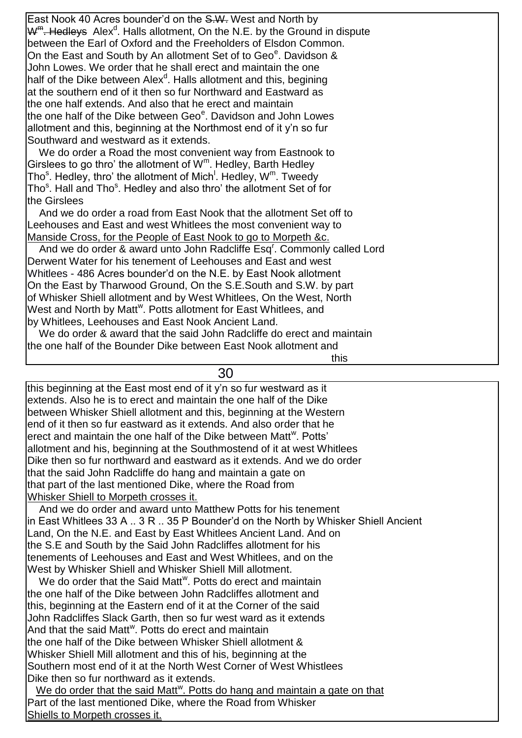East Nook 40 Acres bounder'd on the ~~S.W.~~ West and North by ~~W[m]. Hedleys~~ Alex[d]. Halls allotment, On the N.E. by the Ground in dispute between the Earl of Oxford and the Freeholders of Elsdon Common. On the East and South by An allotment Set of to Geo[e]. Davidson & John Lowes. We order that he shall erect and maintain the one half of the Dike between Alex[d]. Halls allotment and this, begining at the southern end of it then so fur Northward and Eastward as the one half extends. And also that he erect and maintain the one half of the Dike between Geo[e]. Davidson and John Lowes allotment and this, beginning at the Northmost end of it y'n so fur Southward and westward as it extends.

We do order a Road the most convenient way from Eastnook to Girslees to go thro' the allotment of W[m]. Hedley, Barth Hedley Tho[s]. Hedley, thro' the allotment of Mich[l]. Hedley, W[m]. Tweedy Tho[s]. Hall and Tho[s]. Hedley and also thro' the allotment Set of for the Girslees

And we do order a road from East Nook that the allotment Set off to Leehouses and East and west Whitlees the most convenient way to <u>Manside Cross, for the People of East Nook to go to Morpeth &c.</u>

And we do order & award unto John Radcliffe Esq[r]. Commonly called Lord Derwent Water for his tenement of Leehouses and East and west Whitlees - 486 Acres bounder'd on the N.E. by East Nook allotment On the East by Tharwood Ground, On the S.E.South and S.W. by part of Whisker Shiell allotment and by West Whitlees, On the West, North West and North by Matt[w]. Potts allotment for East Whitlees, and by Whitlees, Leehouses and East Nook Ancient Land.

We do order & award that the said John Radcliffe do erect and maintain the one half of the Bounder Dike between East Nook allotment and this

this beginning at the East most end of it y'n so fur westward as it extends. Also he is to erect and maintain the one half of the Dike between Whisker Shiell allotment and this, beginning at the Western end of it then so fur eastward as it extends. And also order that he erect and maintain the one half of the Dike between Matt[w]. Potts' allotment and his, beginning at the Southmostend of it at west Whitlees Dike then so fur northward and eastward as it extends. And we do order that the said John Radcliffe do hang and maintain a gate on that part of the last mentioned Dike, where the Road from <u>Whisker Shiell to Morpeth crosses it.</u>

And we do order and award unto Matthew Potts for his tenement in East Whitlees 33 A .. 3 R .. 35 P Bounder'd on the North by Whisker Shiell Ancient Land, On the N.E. and East by East Whitlees Ancient Land. And on the S.E and South by the Said John Radcliffes allotment for his tenements of Leehouses and East and West Whitlees, and on the West by Whisker Shiell and Whisker Shiell Mill allotment.

We do order that the Said Matt[w]. Potts do erect and maintain the one half of the Dike between John Radcliffes allotment and this, beginning at the Eastern end of it at the Corner of the said John Radcliffes Slack Garth, then so fur west ward as it extends And that the said Matt[w]. Potts do erect and maintain the one half of the Dike between Whisker Shiell allotment & Whisker Shiell Mill allotment and this of his, beginning at the Southern most end of it at the North West Corner of West Whistlees Dike then so fur northward as it extends.

<u>We do order that the said Matt[w]. Potts do hang and maintain a gate on that</u> Part of the last mentioned Dike, where the Road from Whisker <u>Shiells to Morpeth crosses it.</u>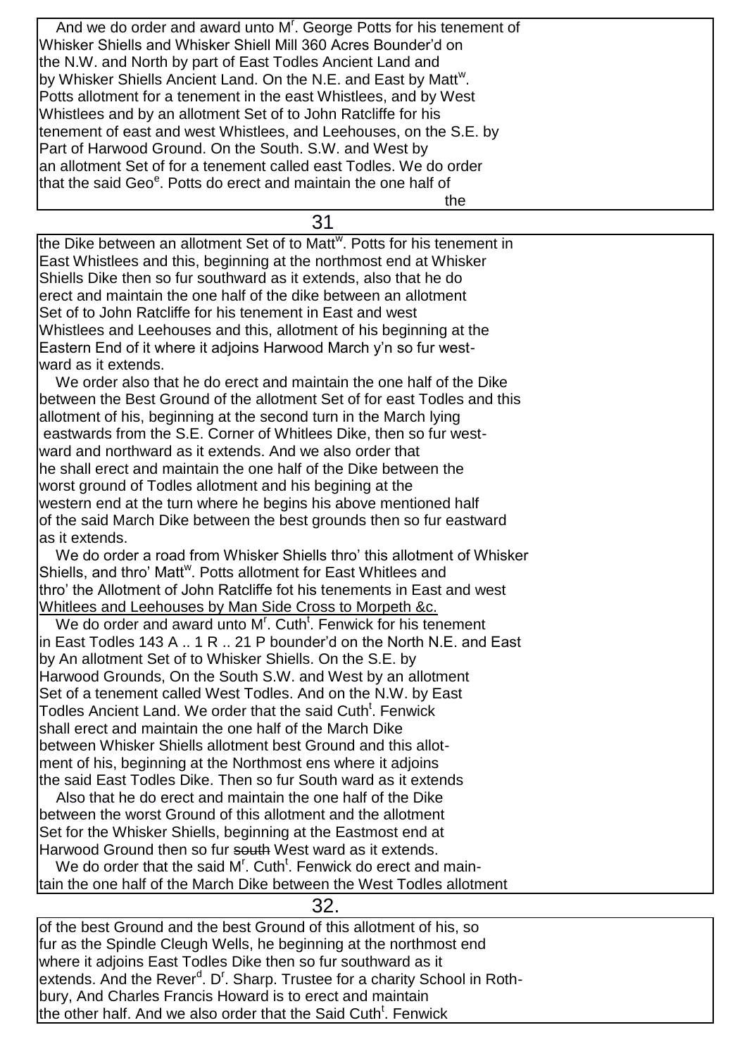And we do order and award unto M[r]. George Potts for his tenement of Whisker Shiells and Whisker Shiell Mill 360 Acres Bounder'd on the N.W. and North by part of East Todles Ancient Land and by Whisker Shiells Ancient Land. On the N.E. and East by Matt[w]. Potts allotment for a tenement in the east Whistlees, and by West Whistlees and by an allotment Set of to John Ratcliffe for his tenement of east and west Whistlees, and Leehouses, on the S.E. by Part of Harwood Ground. On the South. S.W. and West by an allotment Set of for a tenement called east Todles. We do order that the said Geo[e]. Potts do erect and maintain the one half of the

the Dike between an allotment Set of to Matt[w]. Potts for his tenement in East Whistlees and this, beginning at the northmost end at Whisker Shiells Dike then so fur southward as it extends, also that he do erect and maintain the one half of the dike between an allotment Set of to John Ratcliffe for his tenement in East and west Whistlees and Leehouses and this, allotment of his beginning at the Eastern End of it where it adjoins Harwood March y'n so fur westward as it extends.

We order also that he do erect and maintain the one half of the Dike between the Best Ground of the allotment Set of for east Todles and this allotment of his, beginning at the second turn in the March lying eastwards from the S.E. Corner of Whitlees Dike, then so fur westward and northward as it extends. And we also order that he shall erect and maintain the one half of the Dike between the worst ground of Todles allotment and his begining at the western end at the turn where he begins his above mentioned half of the said March Dike between the best grounds then so fur eastward as it extends.

We do order a road from Whisker Shiells thro' this allotment of Whisker Shiells, and thro' Matt[w]. Potts allotment for East Whitlees and thro' the Allotment of John Ratcliffe fot his tenements in East and west Whitlees and Leehouses by Man Side Cross to Morpeth &c.

We do order and award unto M[r]. Cuth[t]. Fenwick for his tenement in East Todles 143 A .. 1 R .. 21 P bounder'd on the North N.E. and East by An allotment Set of to Whisker Shiells. On the S.E. by Harwood Grounds, On the South S.W. and West by an allotment Set of a tenement called West Todles. And on the N.W. by East Todles Ancient Land. We order that the said Cuth[t]. Fenwick shall erect and maintain the one half of the March Dike between Whisker Shiells allotment best Ground and this allotment of his, beginning at the Northmost ens where it adjoins the said East Todles Dike. Then so fur South ward as it extends

Also that he do erect and maintain the one half of the Dike between the worst Ground of this allotment and the allotment Set for the Whisker Shiells, beginning at the Eastmost end at Harwood Ground then so fur ~~south~~ West ward as it extends.

We do order that the said M[r]. Cuth[t]. Fenwick do erect and maintain the one half of the March Dike between the West Todles allotment

of the best Ground and the best Ground of this allotment of his, so fur as the Spindle Cleugh Wells, he beginning at the northmost end where it adjoins East Todles Dike then so fur southward as it extends. And the Rever[d]. D[r]. Sharp. Trustee for a charity School in Rothbury, And Charles Francis Howard is to erect and maintain the other half. And we also order that the Said Cuth[t]. Fenwick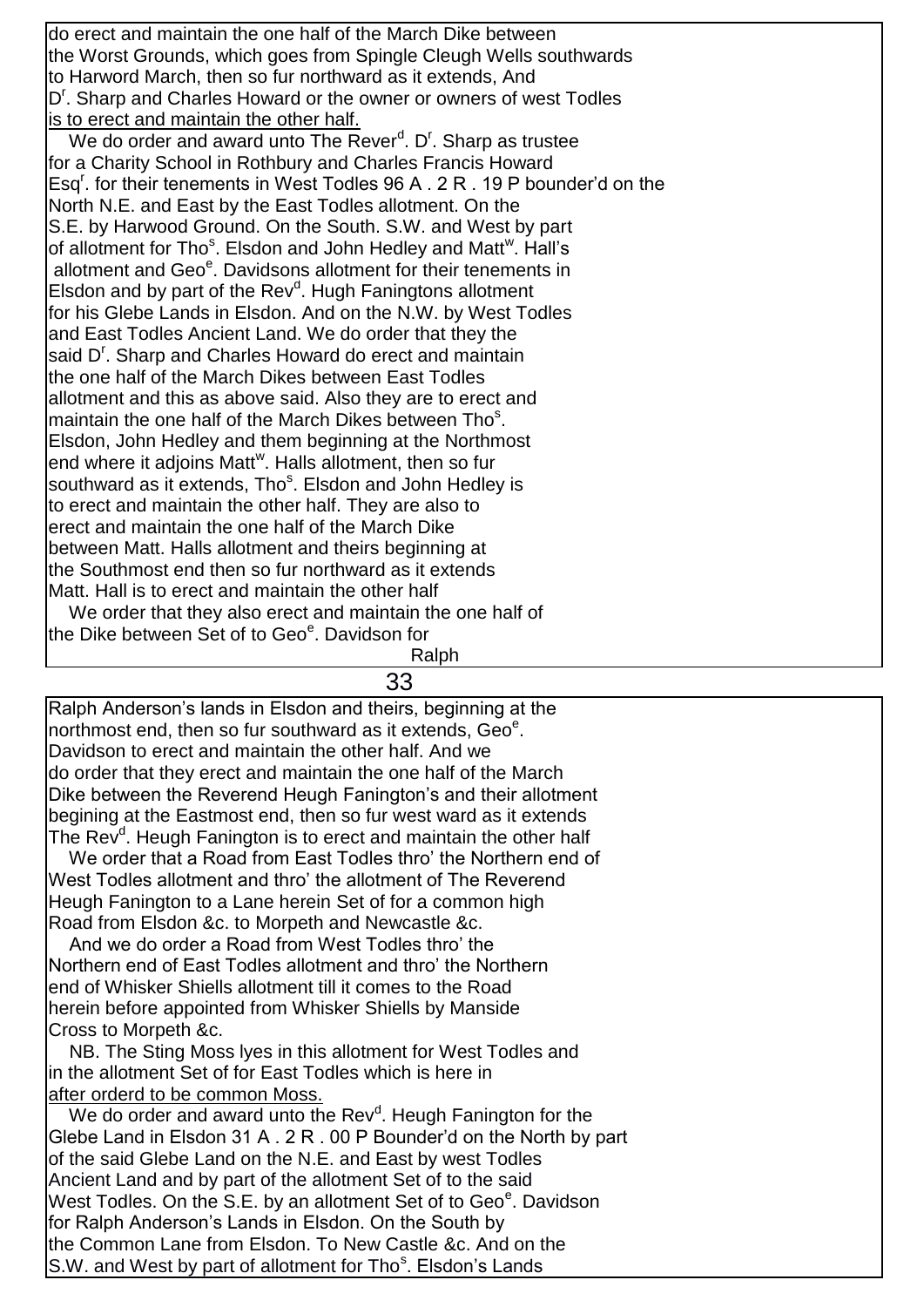do erect and maintain the one half of the March Dike between the Worst Grounds, which goes from Spingle Cleugh Wells southwards to Harword March, then so fur northward as it extends, And D[r]. Sharp and Charles Howard or the owner or owners of west Todles is to erect and maintain the other half.

We do order and award unto The Rever[d]. D[r]. Sharp as trustee for a Charity School in Rothbury and Charles Francis Howard Esq[r]. for their tenements in West Todles 96 A . 2 R . 19 P bounder'd on the North N.E. and East by the East Todles allotment. On the S.E. by Harwood Ground. On the South. S.W. and West by part of allotment for Tho[s]. Elsdon and John Hedley and Matt[w]. Hall's allotment and Geo[e]. Davidsons allotment for their tenements in Elsdon and by part of the Rev[d]. Hugh Faningtons allotment for his Glebe Lands in Elsdon. And on the N.W. by West Todles and East Todles Ancient Land. We do order that they the said D[r]. Sharp and Charles Howard do erect and maintain the one half of the March Dikes between East Todles allotment and this as above said. Also they are to erect and maintain the one half of the March Dikes between Tho[s]. Elsdon, John Hedley and them beginning at the Northmost end where it adjoins Matt[w]. Halls allotment, then so fur southward as it extends, Tho[s]. Elsdon and John Hedley is to erect and maintain the other half. They are also to erect and maintain the one half of the March Dike between Matt. Halls allotment and theirs beginning at the Southmost end then so fur northward as it extends Matt. Hall is to erect and maintain the other half

We order that they also erect and maintain the one half of the Dike between Set of to Geo[e]. Davidson for Ralph Anderson's lands in Elsdon and theirs, beginning at the northmost end, then so fur southward as it extends, Geo[e]. Davidson to erect and maintain the other half. And we do order that they erect and maintain the one half of the March Dike between the Reverend Heugh Fanington's and their allotment begining at the Eastmost end, then so fur west ward as it extends The Rev[d]. Heugh Fanington is to erect and maintain the other half

We order that a Road from East Todles thro' the Northern end of West Todles allotment and thro' the allotment of The Reverend Heugh Fanington to a Lane herein Set of for a common high Road from Elsdon &c. to Morpeth and Newcastle &c.

And we do order a Road from West Todles thro' the Northern end of East Todles allotment and thro' the Northern end of Whisker Shiells allotment till it comes to the Road herein before appointed from Whisker Shiells by Manside Cross to Morpeth &c.

NB. The Sting Moss lyes in this allotment for West Todles and in the allotment Set of for East Todles which is here in after orderd to be common Moss.

We do order and award unto the Rev[d]. Heugh Fanington for the Glebe Land in Elsdon 31 A . 2 R . 00 P Bounder'd on the North by part of the said Glebe Land on the N.E. and East by west Todles Ancient Land and by part of the allotment Set of to the said West Todles. On the S.E. by an allotment Set of to Geo[e]. Davidson for Ralph Anderson's Lands in Elsdon. On the South by the Common Lane from Elsdon. To New Castle &c. And on the S.W. and West by part of allotment for Tho[s]. Elsdon's Lands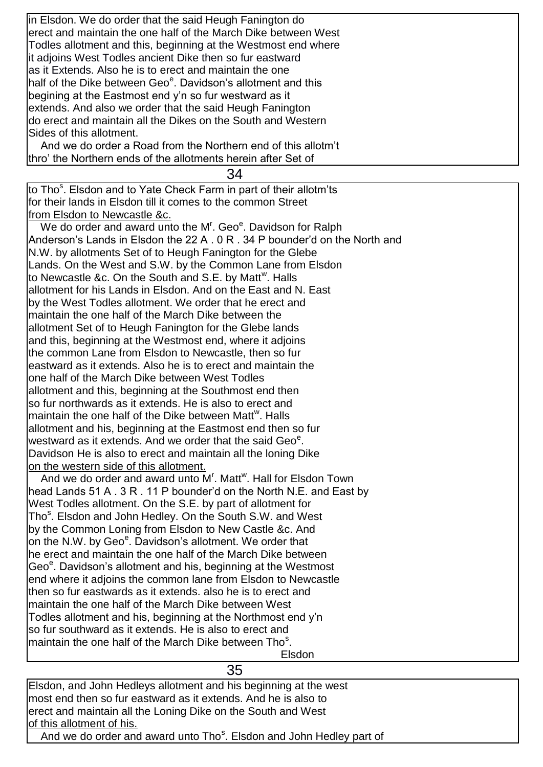in Elsdon. We do order that the said Heugh Fanington do erect and maintain the one half of the March Dike between West Todles allotment and this, beginning at the Westmost end where it adjoins West Todles ancient Dike then so fur eastward as it Extends. Also he is to erect and maintain the one half of the Dike between Geo[e]. Davidson's allotment and this begining at the Eastmost end y'n so fur westward as it extends. And also we order that the said Heugh Fanington do erect and maintain all the Dikes on the South and Western Sides of this allotment.

And we do order a Road from the Northern end of this allotm't thro' the Northern ends of the allotments herein after Set of

to Tho[s]. Elsdon and to Yate Check Farm in part of their allotm'ts for their lands in Elsdon till it comes to the common Street from Elsdon to Newcastle &c.

We do order and award unto the M[r]. Geo[e]. Davidson for Ralph Anderson's Lands in Elsdon the 22 A . 0 R . 34 P bounder'd on the North and N.W. by allotments Set of to Heugh Fanington for the Glebe Lands. On the West and S.W. by the Common Lane from Elsdon to Newcastle &c. On the South and S.E. by Matt[w]. Halls allotment for his Lands in Elsdon. And on the East and N. East by the West Todles allotment. We order that he erect and maintain the one half of the March Dike between the allotment Set of to Heugh Fanington for the Glebe lands and this, beginning at the Westmost end, where it adjoins the common Lane from Elsdon to Newcastle, then so fur eastward as it extends. Also he is to erect and maintain the one half of the March Dike between West Todles allotment and this, beginning at the Southmost end then so fur northwards as it extends. He is also to erect and maintain the one half of the Dike between Matt[w]. Halls allotment and his, beginning at the Eastmost end then so fur westward as it extends. And we order that the said Geo[e]. Davidson He is also to erect and maintain all the loning Dike on the western side of this allotment.

And we do order and award unto M[r]. Matt[w]. Hall for Elsdon Town head Lands 51 A . 3 R . 11 P bounder'd on the North N.E. and East by West Todles allotment. On the S.E. by part of allotment for Tho[s]. Elsdon and John Hedley. On the South S.W. and West by the Common Loning from Elsdon to New Castle &c. And on the N.W. by Geo[e]. Davidson's allotment. We order that he erect and maintain the one half of the March Dike between Geo[e]. Davidson's allotment and his, beginning at the Westmost end where it adjoins the common lane from Elsdon to Newcastle then so fur eastwards as it extends. also he is to erect and maintain the one half of the March Dike between West Todles allotment and his, beginning at the Northmost end y'n so fur southward as it extends. He is also to erect and maintain the one half of the March Dike between Tho[s]. Elsdon, and John Hedleys allotment and his beginning at the west most end then so fur eastward as it extends. And he is also to erect and maintain all the Loning Dike on the South and West of this allotment of his.

And we do order and award unto Tho[s]. Elsdon and John Hedley part of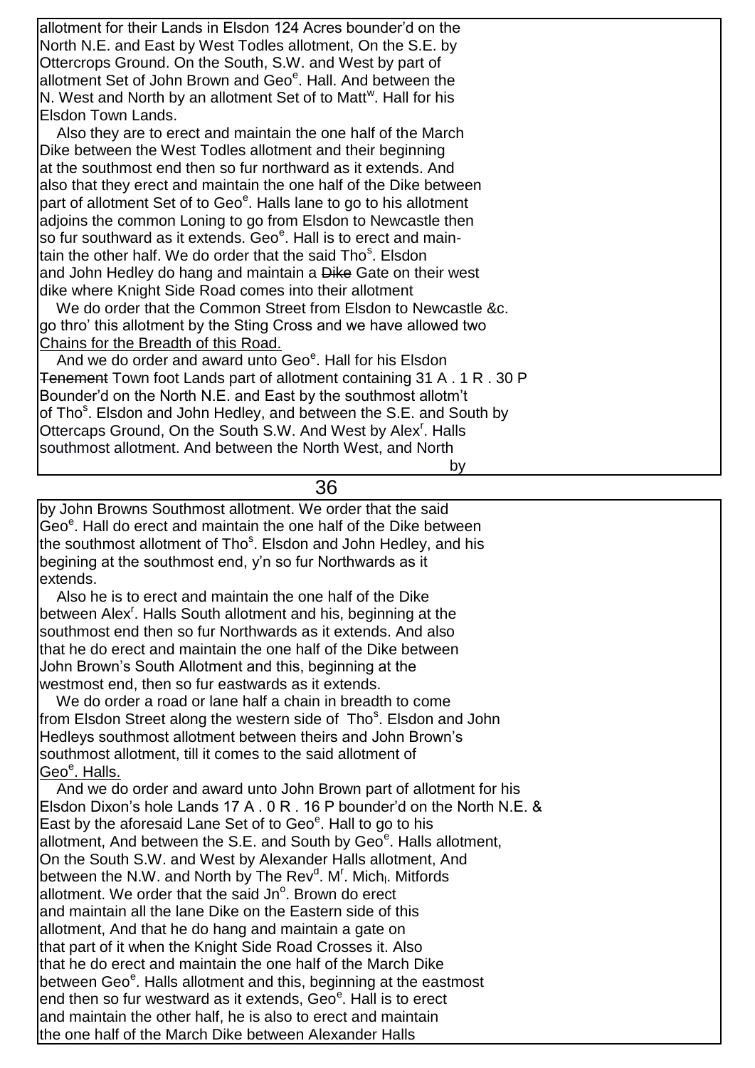allotment for their Lands in Elsdon 124 Acres bounder'd on the North N.E. and East by West Todles allotment, On the S.E. by Ottercrops Ground. On the South, S.W. and West by part of allotment Set of John Brown and Geo[e]. Hall. And between the N. West and North by an allotment Set of to Matt[w]. Hall for his Elsdon Town Lands.

Also they are to erect and maintain the one half of the March Dike between the West Todles allotment and their beginning at the southmost end then so fur northward as it extends. And also that they erect and maintain the one half of the Dike between part of allotment Set of to Geo[e]. Halls lane to go to his allotment adjoins the common Loning to go from Elsdon to Newcastle then so fur southward as it extends. Geo[e]. Hall is to erect and maintain the other half. We do order that the said Tho[s]. Elsdon and John Hedley do hang and maintain a ~~Dike~~ Gate on their west dike where Knight Side Road comes into their allotment

We do order that the Common Street from Elsdon to Newcastle &c. go thro' this allotment by the Sting Cross and we have allowed two Chains for the Breadth of this Road.

And we do order and award unto Geo[e]. Hall for his Elsdon ~~Tenement~~ Town foot Lands part of allotment containing 31 A . 1 R . 30 P Bounder'd on the North N.E. and East by the southmost allotm't of Tho[s]. Elsdon and John Hedley, and between the S.E. and South by Ottercaps Ground, On the South S.W. And West by Alex[r]. Halls southmost allotment. And between the North West, and North by John Browns Southmost allotment. We order that the said Geo[e]. Hall do erect and maintain the one half of the Dike between the southmost allotment of Tho[s]. Elsdon and John Hedley, and his begining at the southmost end, y'n so fur Northwards as it extends.

Also he is to erect and maintain the one half of the Dike between Alex[r]. Halls South allotment and his, beginning at the southmost end then so fur Northwards as it extends. And also that he do erect and maintain the one half of the Dike between John Brown's South Allotment and this, beginning at the westmost end, then so fur eastwards as it extends.

We do order a road or lane half a chain in breadth to come from Elsdon Street along the western side of Tho[s]. Elsdon and John Hedleys southmost allotment between theirs and John Brown's southmost allotment, till it comes to the said allotment of Geo[e]. Halls.

And we do order and award unto John Brown part of allotment for his Elsdon Dixon's hole Lands 17 A . 0 R . 16 P bounder'd on the North N.E. & East by the aforesaid Lane Set of to Geo[e]. Hall to go to his allotment, And between the S.E. and South by Geo[e]. Halls allotment, On the South S.W. and West by Alexander Halls allotment, And between the N.W. and North by The Rev[d]. M[r]. Mich[l]. Mitfords allotment. We order that the said Jn[o]. Brown do erect and maintain all the lane Dike on the Eastern side of this allotment, And that he do hang and maintain a gate on that part of it when the Knight Side Road Crosses it. Also that he do erect and maintain the one half of the March Dike between Geo[e]. Halls allotment and this, beginning at the eastmost end then so fur westward as it extends, Geo[e]. Hall is to erect and maintain the other half, he is also to erect and maintain the one half of the March Dike between Alexander Halls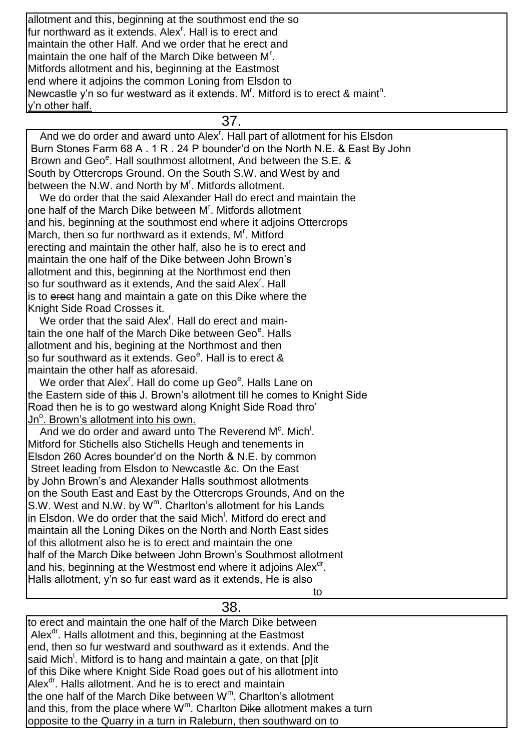allotment and this, beginning at the southmost end the so fur northward as it extends. Alex[r]. Hall is to erect and maintain the other Half. And we order that he erect and maintain the one half of the March Dike between M[r]. Mitfords allotment and his, beginning at the Eastmost end where it adjoins the common Loning from Elsdon to Newcastle y'n so fur westward as it extends. M[r]. Mitford is to erect & maint[n]. y'n other half.

37.

And we do order and award unto Alex[r]. Hall part of allotment for his Elsdon Burn Stones Farm 68 A . 1 R . 24 P bounder'd on the North N.E. & East By John Brown and Geo[e]. Hall southmost allotment, And between the S.E. & South by Ottercrops Ground. On the South S.W. and West by and between the N.W. and North by M[r]. Mitfords allotment.

We do order that the said Alexander Hall do erect and maintain the one half of the March Dike between M[r]. Mitfords allotment and his, beginning at the southmost end where it adjoins Ottercrops March, then so fur northward as it extends, M[r]. Mitford erecting and maintain the other half, also he is to erect and maintain the one half of the Dike between John Brown's allotment and this, beginning at the Northmost end then so fur southward as it extends, And the said Alex[r]. Hall is to ~~erect~~ hang and maintain a gate on this Dike where the Knight Side Road Crosses it.

We order that the said Alex[r]. Hall do erect and maintain the one half of the March Dike between Geo[e]. Halls allotment and his, begining at the Northmost and then so fur southward as it extends. Geo[e]. Hall is to erect & maintain the other half as aforesaid.

We order that Alex[r]. Hall do come up Geo[e]. Halls Lane on the Eastern side of ~~this~~ J. Brown's allotment till he comes to Knight Side Road then he is to go westward along Knight Side Road thro' Jn[o]. Brown's allotment into his own.

And we do order and award unto The Reverend M[c]. Mich[l]. Mitford for Stichells also Stichells Heugh and tenements in Elsdon 260 Acres bounder'd on the North & N.E. by common Street leading from Elsdon to Newcastle &c. On the East by John Brown's and Alexander Halls southmost allotments on the South East and East by the Ottercrops Grounds, And on the S.W. West and N.W. by W[m]. Charlton's allotment for his Lands in Elsdon. We do order that the said Mich[l]. Mitford do erect and maintain all the Loning Dikes on the North and North East sides of this allotment also he is to erect and maintain the one half of the March Dike between John Brown's Southmost allotment and his, beginning at the Westmost end where it adjoins Alex[dr]. Halls allotment, y'n so fur east ward as it extends, He is also to

38.

to erect and maintain the one half of the March Dike between Alex[dr]. Halls allotment and this, beginning at the Eastmost end, then so fur westward and southward as it extends. And the said Mich[l]. Mitford is to hang and maintain a gate, on that [p]it of this Dike where Knight Side Road goes out of his allotment into Alex[dr]. Halls allotment. And he is to erect and maintain the one half of the March Dike between W[m]. Charlton's allotment and this, from the place where W[m]. Charlton ~~Dike~~ allotment makes a turn opposite to the Quarry in a turn in Raleburn, then southward on to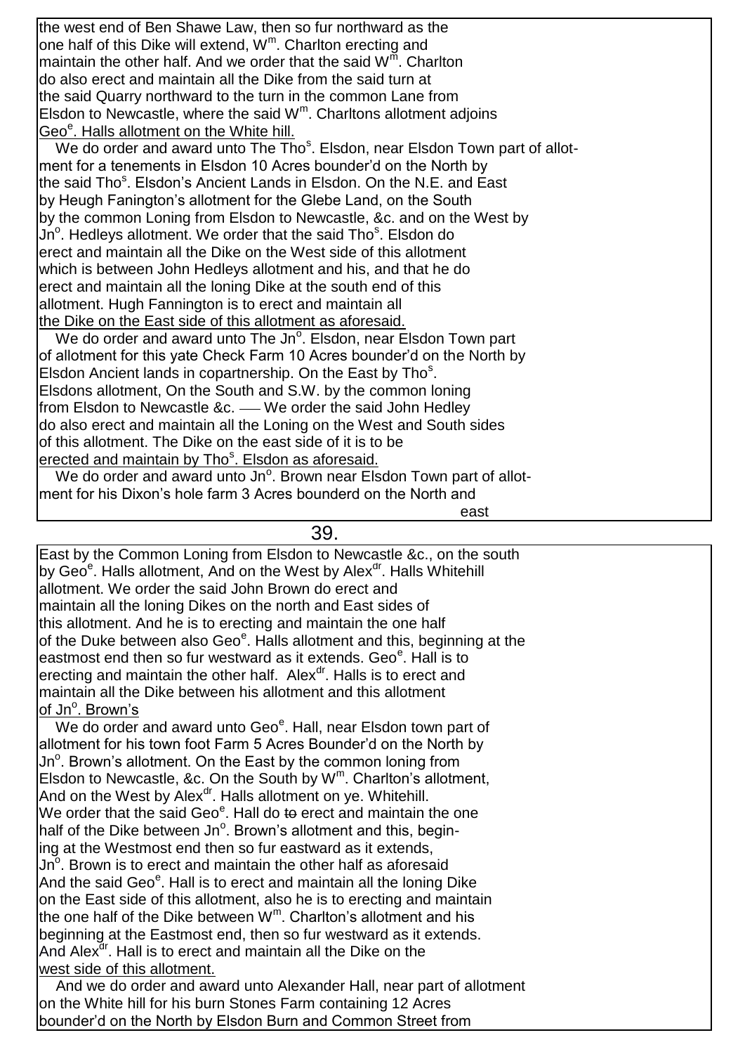the west end of Ben Shawe Law, then so fur northward as the one half of this Dike will extend, W$^{m}$. Charlton erecting and maintain the other half. And we order that the said W$^{m}$. Charlton do also erect and maintain all the Dike from the said turn at the said Quarry northward to the turn in the common Lane from Elsdon to Newcastle, where the said W$^{m}$. Charltons allotment adjoins Geo$^{e}$. Halls allotment on the White hill.

We do order and award unto The Tho$^{s}$. Elsdon, near Elsdon Town part of allotment for a tenements in Elsdon 10 Acres bounder'd on the North by the said Tho$^{s}$. Elsdon's Ancient Lands in Elsdon. On the N.E. and East by Heugh Fanington's allotment for the Glebe Land, on the South by the common Loning from Elsdon to Newcastle, &c. and on the West by Jn$^{o}$. Hedleys allotment. We order that the said Tho$^{s}$. Elsdon do erect and maintain all the Dike on the West side of this allotment which is between John Hedleys allotment and his, and that he do erect and maintain all the loning Dike at the south end of this allotment. Hugh Fannington is to erect and maintain all the Dike on the East side of this allotment as aforesaid.

We do order and award unto The Jn$^{o}$. Elsdon, near Elsdon Town part of allotment for this yate Check Farm 10 Acres bounder'd on the North by Elsdon Ancient lands in copartnership. On the East by Tho$^{s}$. Elsdons allotment, On the South and S.W. by the common loning from Elsdon to Newcastle &c. — We order the said John Hedley do also erect and maintain all the Loning on the West and South sides of this allotment. The Dike on the east side of it is to be erected and maintain by Tho$^{s}$. Elsdon as aforesaid.

We do order and award unto Jn$^{o}$. Brown near Elsdon Town part of allotment for his Dixon's hole farm 3 Acres bounderd on the North and east

East by the Common Loning from Elsdon to Newcastle &c., on the south by Geo$^{e}$. Halls allotment, And on the West by Alex$^{dr}$. Halls Whitehill allotment. We order the said John Brown do erect and maintain all the loning Dikes on the north and East sides of this allotment. And he is to erecting and maintain the one half of the Duke between also Geo$^{e}$. Halls allotment and this, beginning at the eastmost end then so fur westward as it extends. Geo$^{e}$. Hall is to erecting and maintain the other half. Alex$^{dr}$. Halls is to erect and maintain all the Dike between his allotment and this allotment of Jn$^{o}$. Brown's

We do order and award unto Geo$^{e}$. Hall, near Elsdon town part of allotment for his town foot Farm 5 Acres Bounder'd on the North by Jn$^{o}$. Brown's allotment. On the East by the common loning from Elsdon to Newcastle, &c. On the South by W$^{m}$. Charlton's allotment, And on the West by Alex$^{dr}$. Halls allotment on ye. Whitehill. We order that the said Geo$^{e}$. Hall do ~~to~~ erect and maintain the one half of the Dike between Jn$^{o}$. Brown's allotment and this, begining at the Westmost end then so fur eastward as it extends, Jn$^{o}$. Brown is to erect and maintain the other half as aforesaid And the said Geo$^{e}$. Hall is to erect and maintain all the loning Dike on the East side of this allotment, also he is to erecting and maintain the one half of the Dike between W$^{m}$. Charlton's allotment and his beginning at the Eastmost end, then so fur westward as it extends. And Alex$^{dr}$. Hall is to erect and maintain all the Dike on the west side of this allotment.

And we do order and award unto Alexander Hall, near part of allotment on the White hill for his burn Stones Farm containing 12 Acres bounder'd on the North by Elsdon Burn and Common Street from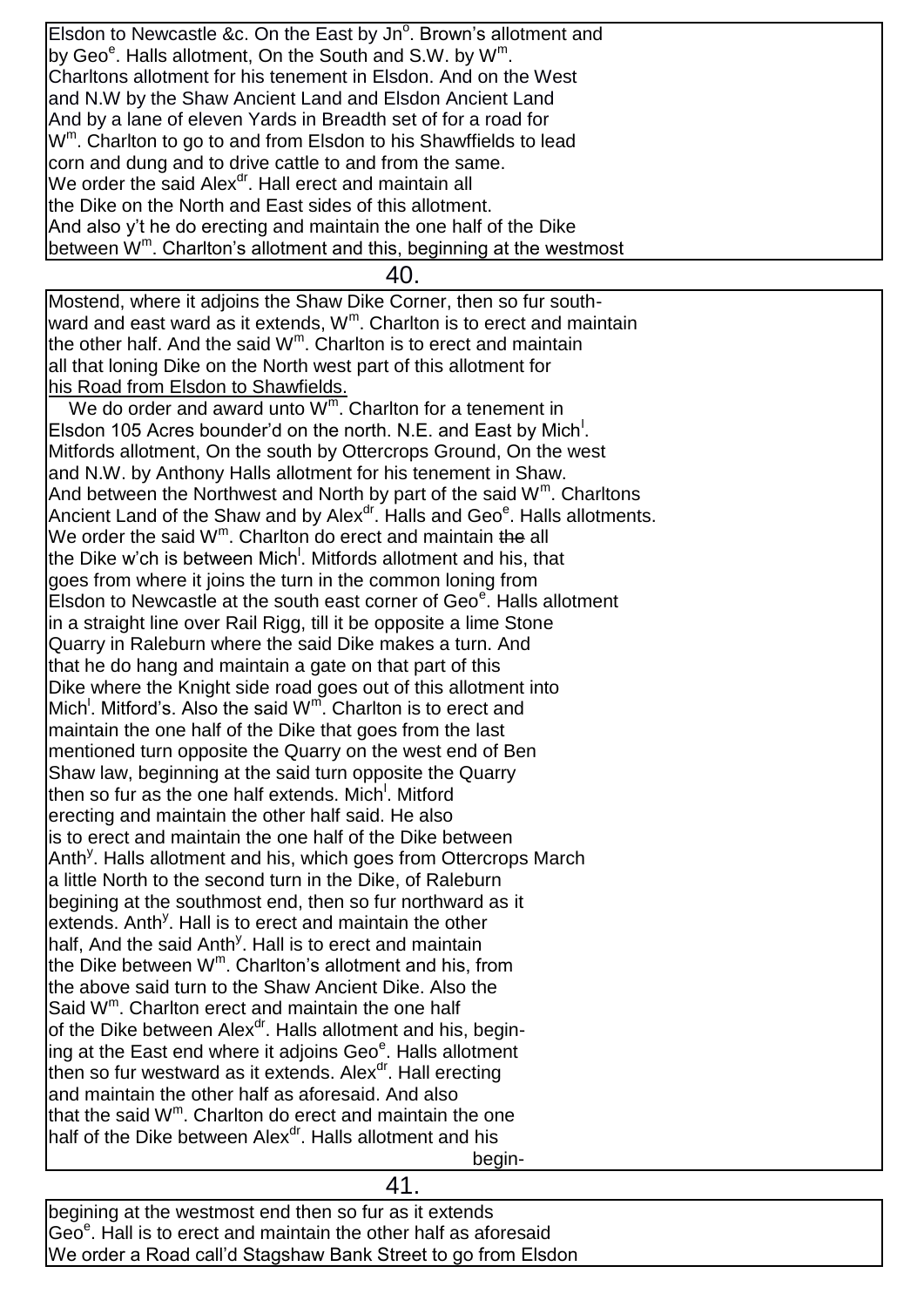Elsdon to Newcastle &c. On the East by Jn[o]. Brown's allotment and by Geo[e]. Halls allotment, On the South and S.W. by W[m]. Charltons allotment for his tenement in Elsdon. And on the West and N.W by the Shaw Ancient Land and Elsdon Ancient Land And by a lane of eleven Yards in Breadth set of for a road for W[m]. Charlton to go to and from Elsdon to his Shawffields to lead corn and dung and to drive cattle to and from the same. We order the said Alex[dr]. Hall erect and maintain all the Dike on the North and East sides of this allotment. And also y't he do erecting and maintain the one half of the Dike between W[m]. Charlton's allotment and this, beginning at the westmost

40.

Mostend, where it adjoins the Shaw Dike Corner, then so fur southward and east ward as it extends, W[m]. Charlton is to erect and maintain the other half. And the said W[m]. Charlton is to erect and maintain all that loning Dike on the North west part of this allotment for <u>his Road from Elsdon to Shawfields.</u>

We do order and award unto W[m]. Charlton for a tenement in Elsdon 105 Acres bounder'd on the north. N.E. and East by Mich[l]. Mitfords allotment, On the south by Ottercrops Ground, On the west and N.W. by Anthony Halls allotment for his tenement in Shaw. And between the Northwest and North by part of the said W[m]. Charltons Ancient Land of the Shaw and by Alex[dr]. Halls and Geo[e]. Halls allotments. We order the said W[m]. Charlton do erect and maintain ~~the~~ all the Dike w'ch is between Mich[l]. Mitfords allotment and his, that goes from where it joins the turn in the common loning from Elsdon to Newcastle at the south east corner of Geo[e]. Halls allotment in a straight line over Rail Rigg, till it be opposite a lime Stone Quarry in Raleburn where the said Dike makes a turn. And that he do hang and maintain a gate on that part of this Dike where the Knight side road goes out of this allotment into Mich[l]. Mitford's. Also the said W[m]. Charlton is to erect and maintain the one half of the Dike that goes from the last mentioned turn opposite the Quarry on the west end of Ben Shaw law, beginning at the said turn opposite the Quarry then so fur as the one half extends. Mich[l]. Mitford erecting and maintain the other half said. He also is to erect and maintain the one half of the Dike between Anth[y]. Halls allotment and his, which goes from Ottercrops March a little North to the second turn in the Dike, of Raleburn begining at the southmost end, then so fur northward as it extends. Anth[y]. Hall is to erect and maintain the other half, And the said Anth[y]. Hall is to erect and maintain the Dike between W[m]. Charlton's allotment and his, from the above said turn to the Shaw Ancient Dike. Also the Said W[m]. Charlton erect and maintain the one half of the Dike between Alex[dr]. Halls allotment and his, begin-ing at the East end where it adjoins Geo[e]. Halls allotment then so fur westward as it extends. Alex[dr]. Hall erecting and maintain the other half as aforesaid. And also that the said W[m]. Charlton do erect and maintain the one half of the Dike between Alex[dr]. Halls allotment and his begin-

41.

begining at the westmost end then so fur as it extends Geo[e]. Hall is to erect and maintain the other half as aforesaid We order a Road call'd Stagshaw Bank Street to go from Elsdon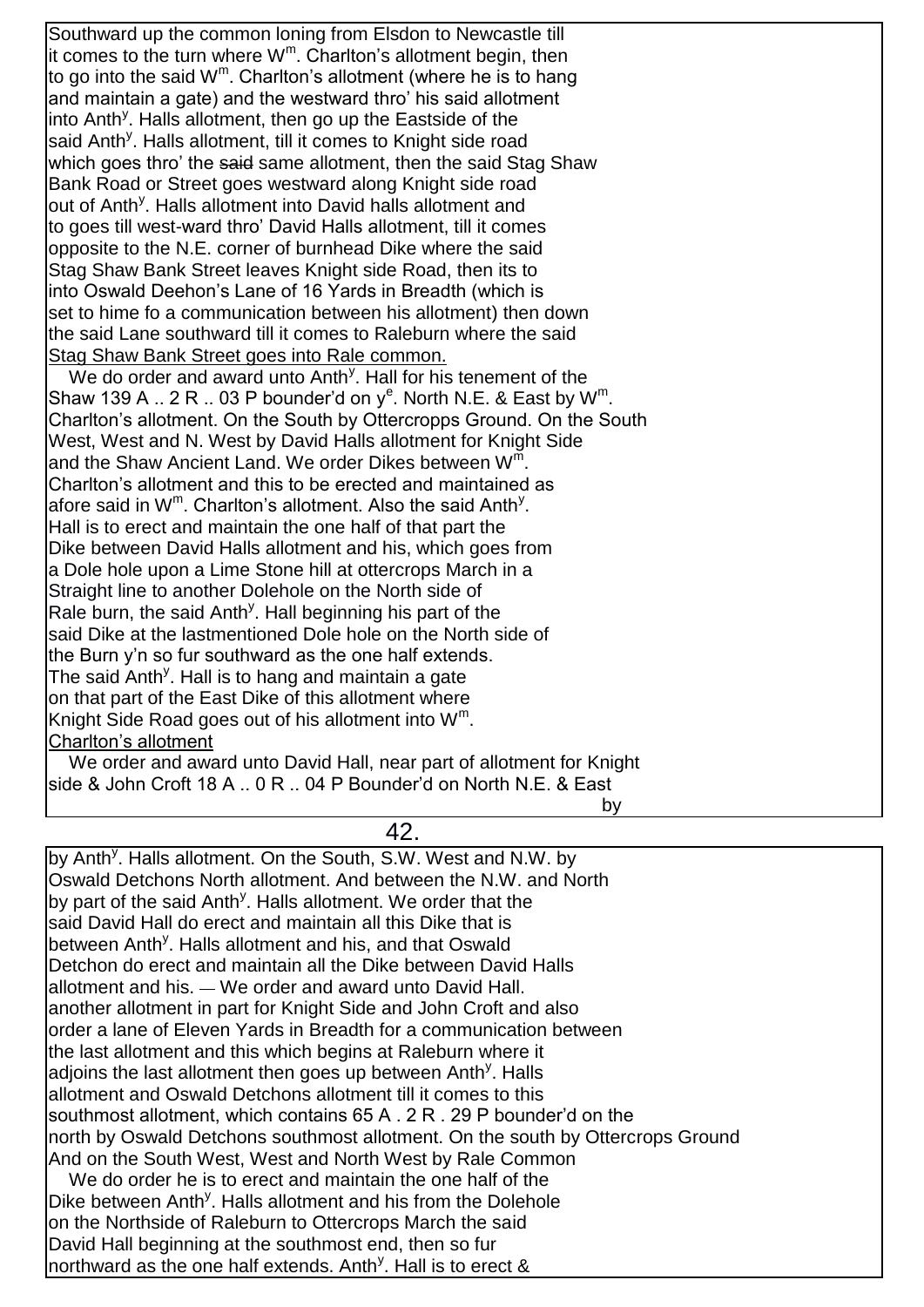Southward up the common loning from Elsdon to Newcastle till it comes to the turn where W$^{m}$. Charlton's allotment begin, then to go into the said W$^{m}$. Charlton's allotment (where he is to hang and maintain a gate) and the westward thro' his said allotment into Anth$^{y}$. Halls allotment, then go up the Eastside of the said Anth$^{y}$. Halls allotment, till it comes to Knight side road which goes thro' the ~~said~~ same allotment, then the said Stag Shaw Bank Road or Street goes westward along Knight side road out of Anth$^{y}$. Halls allotment into David halls allotment and to goes till west-ward thro' David Halls allotment, till it comes opposite to the N.E. corner of burnhead Dike where the said Stag Shaw Bank Street leaves Knight side Road, then its to into Oswald Deehon's Lane of 16 Yards in Breadth (which is set to hime fo a communication between his allotment) then down the said Lane southward till it comes to Raleburn where the said <u>Stag Shaw Bank Street goes into Rale common.</u>

We do order and award unto Anth$^{y}$. Hall for his tenement of the Shaw 139 A .. 2 R .. 03 P bounder'd on y$^{e}$. North N.E. & East by W$^{m}$. Charlton's allotment. On the South by Ottercropps Ground. On the South West, West and N. West by David Halls allotment for Knight Side and the Shaw Ancient Land. We order Dikes between W$^{m}$. Charlton's allotment and this to be erected and maintained as afore said in W$^{m}$. Charlton's allotment. Also the said Anth$^{y}$. Hall is to erect and maintain the one half of that part the Dike between David Halls allotment and his, which goes from a Dole hole upon a Lime Stone hill at ottercrops March in a Straight line to another Dolehole on the North side of Rale burn, the said Anth$^{y}$. Hall beginning his part of the said Dike at the lastmentioned Dole hole on the North side of the Burn y'n so fur southward as the one half extends. The said Anth$^{y}$. Hall is to hang and maintain a gate on that part of the East Dike of this allotment where Knight Side Road goes out of his allotment into W$^{m}$. <u>Charlton's allotment</u>

We order and award unto David Hall, near part of allotment for Knight side & John Croft 18 A .. 0 R .. 04 P Bounder'd on North N.E. & East by Anth$^{y}$. Halls allotment. On the South, S.W. West and N.W. by Oswald Detchons North allotment. And between the N.W. and North by part of the said Anth$^{y}$. Halls allotment. We order that the said David Hall do erect and maintain all this Dike that is between Anth$^{y}$. Halls allotment and his, and that Oswald Detchon do erect and maintain all the Dike between David Halls allotment and his. — We order and award unto David Hall. another allotment in part for Knight Side and John Croft and also order a lane of Eleven Yards in Breadth for a communication between the last allotment and this which begins at Raleburn where it adjoins the last allotment then goes up between Anth$^{y}$. Halls allotment and Oswald Detchons allotment till it comes to this southmost allotment, which contains 65 A . 2 R . 29 P bounder'd on the north by Oswald Detchons southmost allotment. On the south by Ottercrops Ground And on the South West, West and North West by Rale Common

We do order he is to erect and maintain the one half of the Dike between Anth$^{y}$. Halls allotment and his from the Dolehole on the Northside of Raleburn to Ottercrops March the said David Hall beginning at the southmost end, then so fur northward as the one half extends. Anth$^{y}$. Hall is to erect &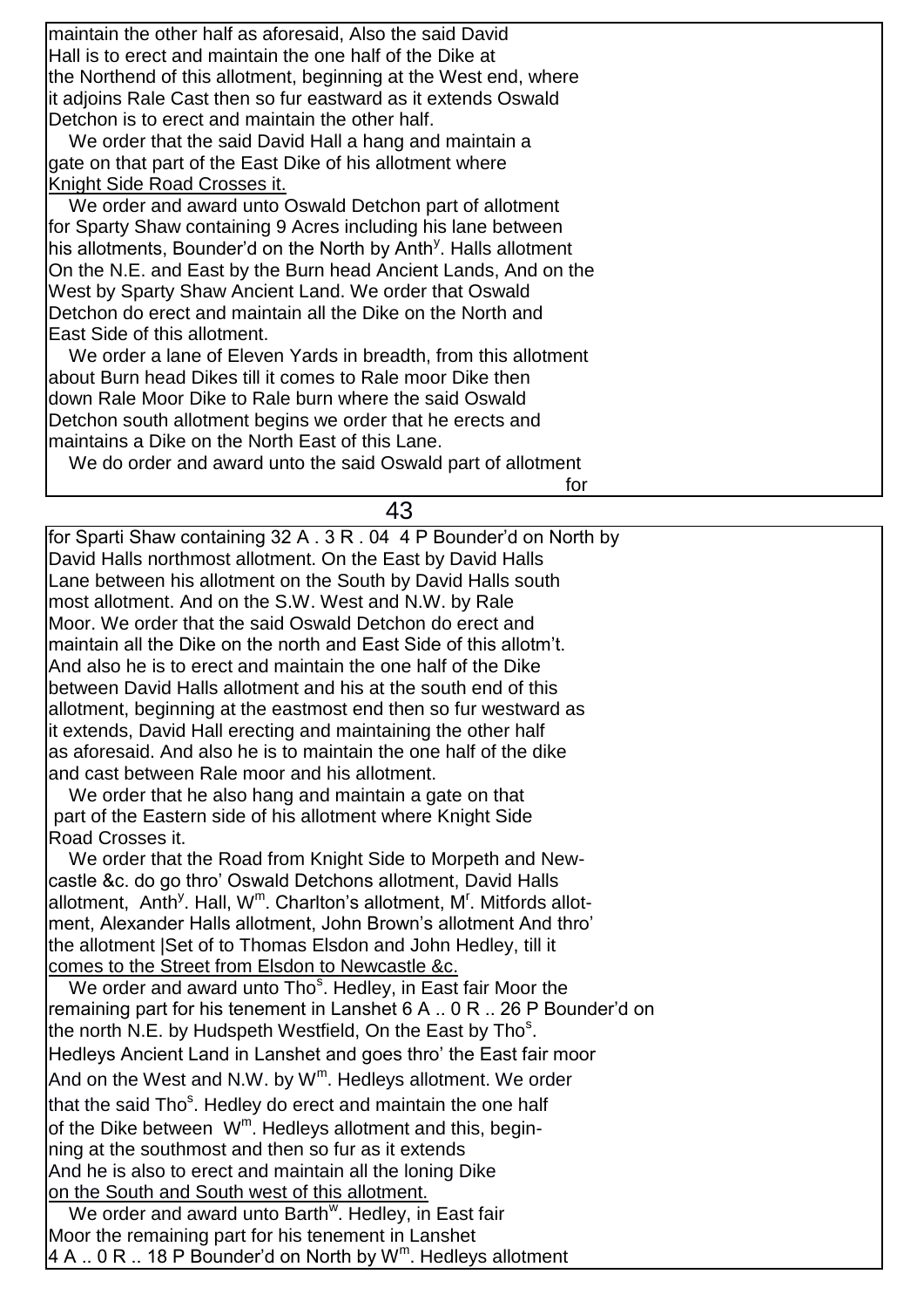maintain the other half as aforesaid, Also the said David Hall is to erect and maintain the one half of the Dike at the Northend of this allotment, beginning at the West end, where it adjoins Rale Cast then so fur eastward as it extends Oswald Detchon is to erect and maintain the other half.

We order that the said David Hall a hang and maintain a gate on that part of the East Dike of his allotment where Knight Side Road Crosses it.

We order and award unto Oswald Detchon part of allotment for Sparty Shaw containing 9 Acres including his lane between his allotments, Bounder'd on the North by Anth[y]. Halls allotment On the N.E. and East by the Burn head Ancient Lands, And on the West by Sparty Shaw Ancient Land. We order that Oswald Detchon do erect and maintain all the Dike on the North and East Side of this allotment.

We order a lane of Eleven Yards in breadth, from this allotment about Burn head Dikes till it comes to Rale moor Dike then down Rale Moor Dike to Rale burn where the said Oswald Detchon south allotment begins we order that he erects and maintains a Dike on the North East of this Lane.

We do order and award unto the said Oswald part of allotment for Sparti Shaw containing 32 A . 3 R . 04 4 P Bounder'd on North by David Halls northmost allotment. On the East by David Halls Lane between his allotment on the South by David Halls south most allotment. And on the S.W. West and N.W. by Rale Moor. We order that the said Oswald Detchon do erect and maintain all the Dike on the north and East Side of this allotm't. And also he is to erect and maintain the one half of the Dike between David Halls allotment and his at the south end of this allotment, beginning at the eastmost end then so fur westward as it extends, David Hall erecting and maintaining the other half as aforesaid. And also he is to maintain the one half of the dike and cast between Rale moor and his allotment.

We order that he also hang and maintain a gate on that part of the Eastern side of his allotment where Knight Side Road Crosses it.

We order that the Road from Knight Side to Morpeth and New-castle &c. do go thro' Oswald Detchons allotment, David Halls allotment, Anth[y]. Hall, W[m]. Charlton's allotment, M[r]. Mitfords allot-ment, Alexander Halls allotment, John Brown's allotment And thro' the allotment |Set of to Thomas Elsdon and John Hedley, till it comes to the Street from Elsdon to Newcastle &c.

We order and award unto Tho[s]. Hedley, in East fair Moor the remaining part for his tenement in Lanshet 6 A .. 0 R .. 26 P Bounder'd on the north N.E. by Hudspeth Westfield, On the East by Tho[s]. Hedleys Ancient Land in Lanshet and goes thro' the East fair moor And on the West and N.W. by W[m]. Hedleys allotment. We order that the said Tho[s]. Hedley do erect and maintain the one half of the Dike between W[m]. Hedleys allotment and this, begin-ning at the southmost and then so fur as it extends And he is also to erect and maintain all the loning Dike on the South and South west of this allotment.

We order and award unto Barth[w]. Hedley, in East fair Moor the remaining part for his tenement in Lanshet 4 A .. 0 R .. 18 P Bounder'd on North by W[m]. Hedleys allotment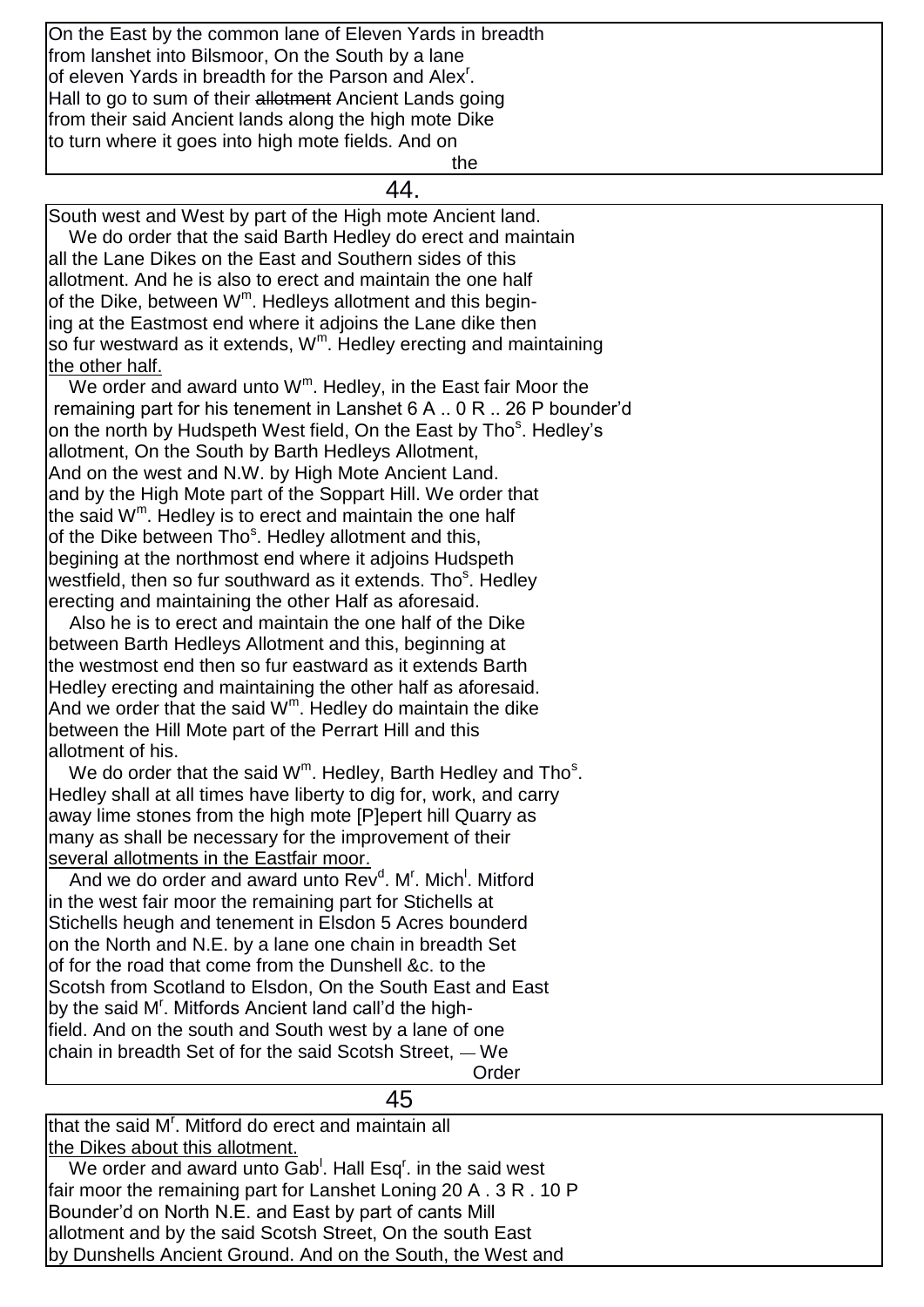On the East by the common lane of Eleven Yards in breadth
from lanshet into Bilsmoor, On the South by a lane
of eleven Yards in breadth for the Parson and Alex[r].
Hall to go to sum of their ~~allotment~~ Ancient Lands going
from their said Ancient lands along the high mote Dike
to turn where it goes into high mote fields. And on
the

South west and West by part of the High mote Ancient land.
We do order that the said Barth Hedley do erect and maintain
all the Lane Dikes on the East and Southern sides of this
allotment. And he is also to erect and maintain the one half
of the Dike, between W[m]. Hedleys allotment and this begin-
ing at the Eastmost end where it adjoins the Lane dike then
so fur westward as it extends, W[m]. Hedley erecting and maintaining
the other half.

We order and award unto W[m]. Hedley, in the East fair Moor the
remaining part for his tenement in Lanshet 6 A .. 0 R .. 26 P bounder'd
on the north by Hudspeth West field, On the East by Tho[s]. Hedley's
allotment, On the South by Barth Hedleys Allotment,
And on the west and N.W. by High Mote Ancient Land.
and by the High Mote part of the Soppart Hill. We order that
the said W[m]. Hedley is to erect and maintain the one half
of the Dike between Tho[s]. Hedley allotment and this,
begining at the northmost end where it adjoins Hudspeth
westfield, then so fur southward as it extends. Tho[s]. Hedley
erecting and maintaining the other Half as aforesaid.
Also he is to erect and maintain the one half of the Dike
between Barth Hedleys Allotment and this, beginning at
the westmost end then so fur eastward as it extends Barth
Hedley erecting and maintaining the other half as aforesaid.
And we order that the said W[m]. Hedley do maintain the dike
between the Hill Mote part of the Perrart Hill and this
allotment of his.

We do order that the said W[m]. Hedley, Barth Hedley and Tho[s].
Hedley shall at all times have liberty to dig for, work, and carry
away lime stones from the high mote [P]epert hill Quarry as
many as shall be necessary for the improvement of their
several allotments in the Eastfair moor.

And we do order and award unto Rev[d]. M[r]. Mich[l]. Mitford
in the west fair moor the remaining part for Stichells at
Stichells heugh and tenement in Elsdon 5 Acres bounderd
on the North and N.E. by a lane one chain in breadth Set
of for the road that come from the Dunshell &c. to the
Scotsh from Scotland to Elsdon, On the South East and East
by the said M[r]. Mitfords Ancient land call'd the high-
field. And on the south and South west by a lane of one
chain in breadth Set of for the said Scotsh Street, — We
Order

that the said M[r]. Mitford do erect and maintain all
the Dikes about this allotment.

We order and award unto Gab[l]. Hall Esq[r]. in the said west
fair moor the remaining part for Lanshet Loning 20 A . 3 R . 10 P
Bounder'd on North N.E. and East by part of cants Mill
allotment and by the said Scotsh Street, On the south East
by Dunshells Ancient Ground. And on the South, the West and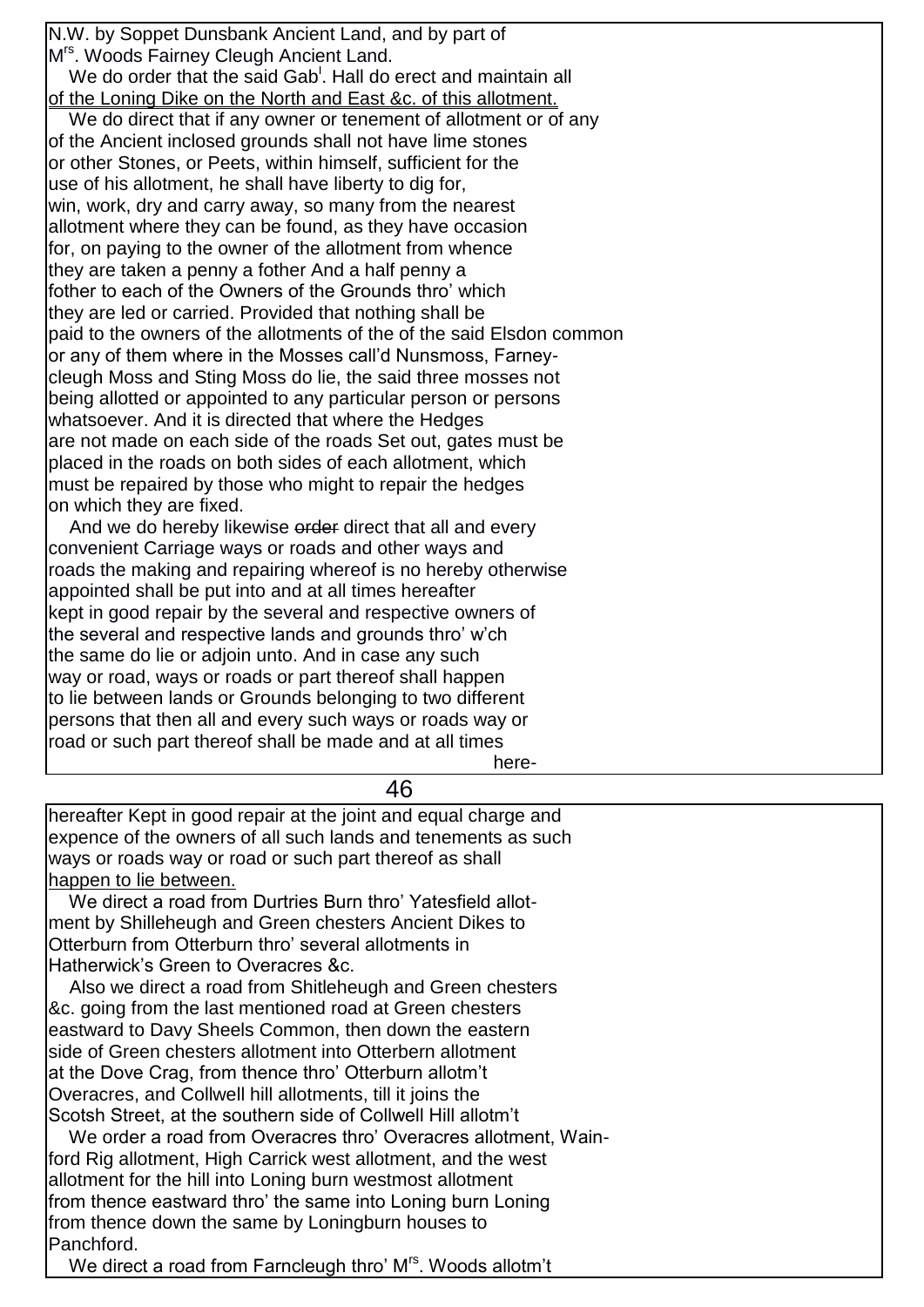N.W. by Soppet Dunsbank Ancient Land, and by part of M[rs]. Woods Fairney Cleugh Ancient Land.

We do order that the said Gab[l]. Hall do erect and maintain all of the Loning Dike on the North and East &c. of this allotment.

We do direct that if any owner or tenement of allotment or of any of the Ancient inclosed grounds shall not have lime stones or other Stones, or Peets, within himself, sufficient for the use of his allotment, he shall have liberty to dig for, win, work, dry and carry away, so many from the nearest allotment where they can be found, as they have occasion for, on paying to the owner of the allotment from whence they are taken a penny a fother And a half penny a fother to each of the Owners of the Grounds thro' which they are led or carried. Provided that nothing shall be paid to the owners of the allotments of the of the said Elsdon common or any of them where in the Mosses call'd Nunsmoss, Farneycleugh Moss and Sting Moss do lie, the said three mosses not being allotted or appointed to any particular person or persons whatsoever. And it is directed that where the Hedges are not made on each side of the roads Set out, gates must be placed in the roads on both sides of each allotment, which must be repaired by those who might to repair the hedges on which they are fixed.

And we do hereby likewise ~~order~~ direct that all and every convenient Carriage ways or roads and other ways and roads the making and repairing whereof is no hereby otherwise appointed shall be put into and at all times hereafter kept in good repair by the several and respective owners of the several and respective lands and grounds thro' w'ch the same do lie or adjoin unto. And in case any such way or road, ways or roads or part thereof shall happen to lie between lands or Grounds belonging to two different persons that then all and every such ways or roads way or road or such part thereof shall be made and at all times here-

hereafter Kept in good repair at the joint and equal charge and expence of the owners of all such lands and tenements as such ways or roads way or road or such part thereof as shall happen to lie between.

We direct a road from Durtries Burn thro' Yatesfield allotment by Shilleheugh and Green chesters Ancient Dikes to Otterburn from Otterburn thro' several allotments in Hatherwick's Green to Overacres &c.

Also we direct a road from Shitleheugh and Green chesters &c. going from the last mentioned road at Green chesters eastward to Davy Sheels Common, then down the eastern side of Green chesters allotment into Otterbern allotment at the Dove Crag, from thence thro' Otterburn allotm't Overacres, and Collwell hill allotments, till it joins the Scotsh Street, at the southern side of Collwell Hill allotm't

We order a road from Overacres thro' Overacres allotment, Wainford Rig allotment, High Carrick west allotment, and the west allotment for the hill into Loning burn westmost allotment from thence eastward thro' the same into Loning burn Loning from thence down the same by Loningburn houses to Panchford.

We direct a road from Farncleugh thro' M[rs]. Woods allotm't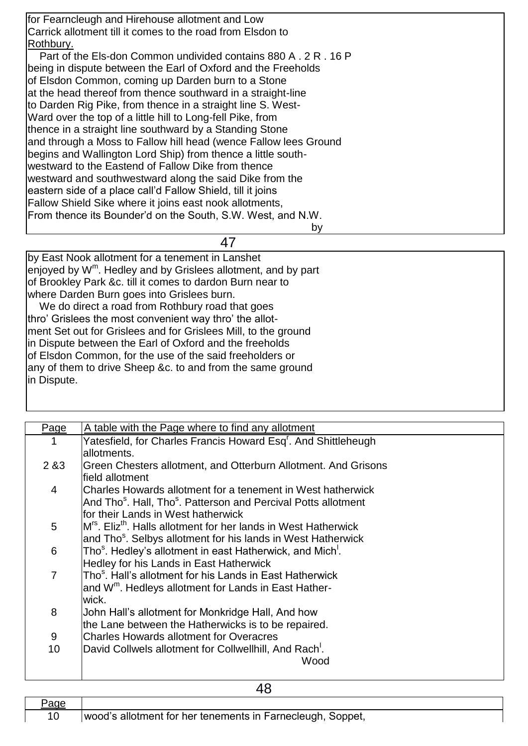for Fearncleugh and Hirehouse allotment and Low
Carrick allotment till it comes to the road from Elsdon to
Rothbury.

Part of the Els-don Common undivided contains 880 A . 2 R . 16 P
being in dispute between the Earl of Oxford and the Freeholds
of Elsdon Common, coming up Darden burn to a Stone
at the head thereof from thence southward in a straight-line
to Darden Rig Pike, from thence in a straight line S. West-
Ward over the top of a little hill to Long-fell Pike, from
thence in a straight line southward by a Standing Stone
and through a Moss to Fallow hill head (wence Fallow lees Ground
begins and Wallington Lord Ship) from thence a little south-
westward to the Eastend of Fallow Dike from thence
westward and southwestward along the said Dike from the
eastern side of a place call'd Fallow Shield, till it joins
Fallow Shield Sike where it joins east nook allotments,
From thence its Bounder'd on the South, S.W. West, and N.W.
by

by East Nook allotment for a tenement in Lanshet
enjoyed by W^m^. Hedley and by Grislees allotment, and by part
of Brookley Park &c. till it comes to dardon Burn near to
where Darden Burn goes into Grislees burn.

We do direct a road from Rothbury road that goes
thro' Grislees the most convenient way thro' the allot-
ment Set out for Grislees and for Grislees Mill, to the ground
in Dispute between the Earl of Oxford and the freeholds
of Elsdon Common, for the use of the said freeholders or
any of them to drive Sheep &c. to and from the same ground
in Dispute.

| Page | A table with the Page where to find any allotment |
|---|---|
| 1 | Yatesfield, for Charles Francis Howard Esq^r^. And Shittleheugh allotments. |
| 2 &3 | Green Chesters allotment, and Otterburn Allotment. And Grisons field allotment |
| 4 | Charles Howards allotment for a tenement in West hatherwick And Tho^s^. Hall, Tho^s^. Patterson and Percival Potts allotment for their Lands in West hatherwick |
| 5 | M^rs^. Eliz^th^. Halls allotment for her lands in West Hatherwick and Tho^s^. Selbys allotment for his lands in West Hatherwick |
| 6 | Tho^s^. Hedley's allotment in east Hatherwick, and Mich^l^. Hedley for his Lands in East Hatherwick |
| 7 | Tho^s^. Hall's allotment for his Lands in East Hatherwick and W^m^. Hedleys allotment for Lands in East Hather-wick. |
| 8 | John Hall's allotment for Monkridge Hall, And how the Lane between the Hatherwicks is to be repaired. |
| 9 | Charles Howards allotment for Overacres |
| 10 | David Collwels allotment for Collwellhill, And Rach^l^. Wood |
| 10 | wood's allotment for her tenements in Farnecleugh, Soppet, |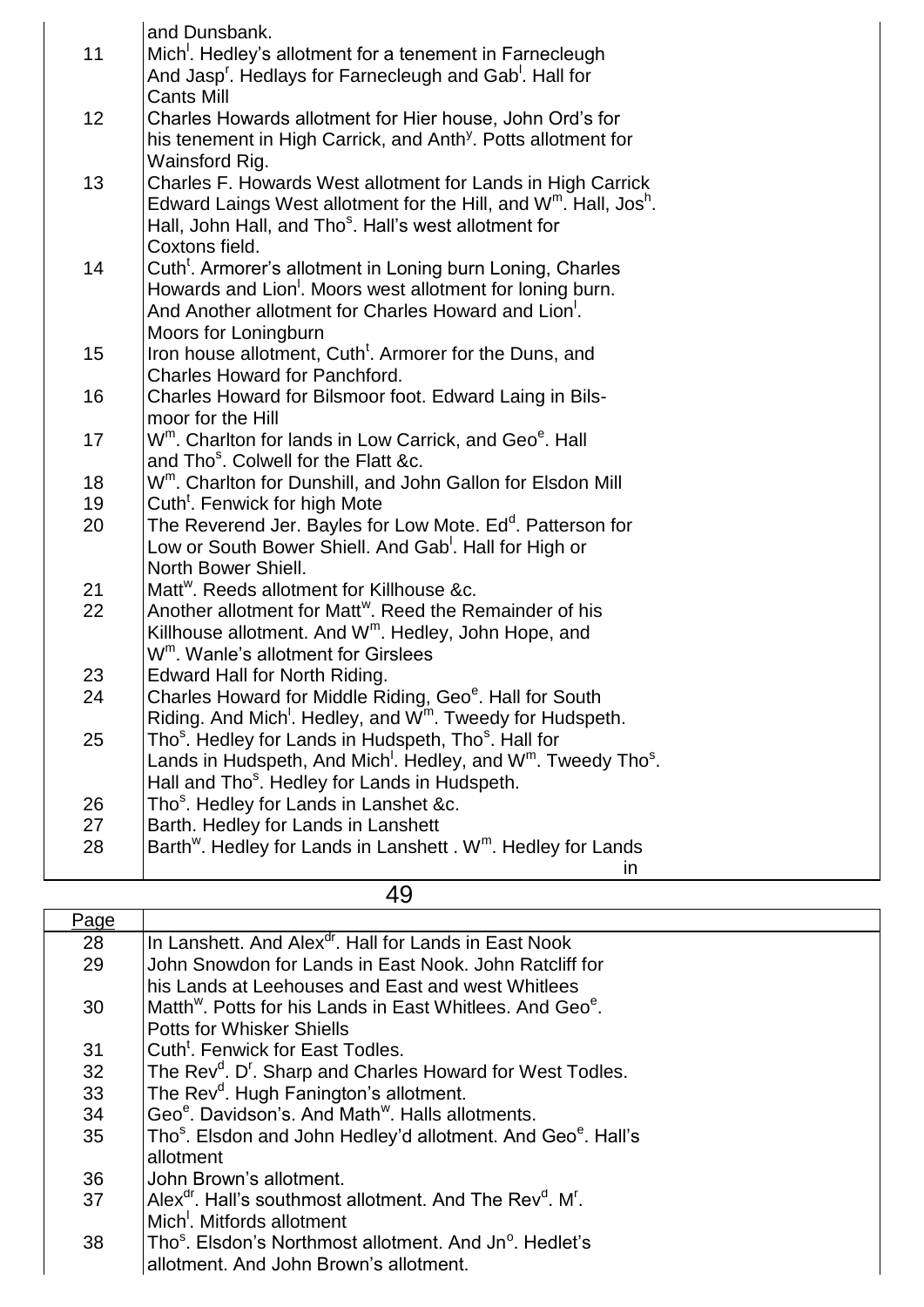| | |
|---|---|
| | and Dunsbank. |
| 11 | Mich[l]. Hedley's allotment for a tenement in Farnecleugh And Jasp[r]. Hedlays for Farnecleugh and Gab[l]. Hall for Cants Mill |
| 12 | Charles Howards allotment for Hier house, John Ord's for his tenement in High Carrick, and Anth[y]. Potts allotment for Wainsford Rig. |
| 13 | Charles F. Howards West allotment for Lands in High Carrick Edward Laings West allotment for the Hill, and W[m]. Hall, Jos[h]. Hall, John Hall, and Tho[s]. Hall's west allotment for Coxtons field. |
| 14 | Cuth[t]. Armorer's allotment in Loning burn Loning, Charles Howards and Lion[l]. Moors west allotment for loning burn. And Another allotment for Charles Howard and Lion[l]. Moors for Loningburn |
| 15 | Iron house allotment, Cuth[t]. Armorer for the Duns, and Charles Howard for Panchford. |
| 16 | Charles Howard for Bilsmoor foot. Edward Laing in Bils-moor for the Hill |
| 17 | W[m]. Charlton for lands in Low Carrick, and Geo[e]. Hall and Tho[s]. Colwell for the Flatt &c. |
| 18 | W[m]. Charlton for Dunshill, and John Gallon for Elsdon Mill |
| 19 | Cuth[t]. Fenwick for high Mote |
| 20 | The Reverend Jer. Bayles for Low Mote. Ed[d]. Patterson for Low or South Bower Shiell. And Gab[l]. Hall for High or North Bower Shiell. |
| 21 | Matt[w]. Reeds allotment for Killhouse &c. |
| 22 | Another allotment for Matt[w]. Reed the Remainder of his Killhouse allotment. And W[m]. Hedley, John Hope, and W[m]. Wanle's allotment for Girslees |
| 23 | Edward Hall for North Riding. |
| 24 | Charles Howard for Middle Riding, Geo[e]. Hall for South Riding. And Mich[l]. Hedley, and W[m]. Tweedy for Hudspeth. |
| 25 | Tho[s]. Hedley for Lands in Hudspeth, Tho[s]. Hall for Lands in Hudspeth, And Mich[l]. Hedley, and W[m]. Tweedy Tho[s]. Hall and Tho[s]. Hedley for Lands in Hudspeth. |
| 26 | Tho[s]. Hedley for Lands in Lanshet &c. |
| 27 | Barth. Hedley for Lands in Lanshett |
| 28 | Barth[w]. Hedley for Lands in Lanshett . W[m]. Hedley for Lands in |

| Page | |
|---|---|
| 28 | In Lanshett. And Alex[dr]. Hall for Lands in East Nook |
| 29 | John Snowdon for Lands in East Nook. John Ratcliff for his Lands at Leehouses and East and west Whitlees |
| 30 | Matth[w]. Potts for his Lands in East Whitlees. And Geo[e]. Potts for Whisker Shiells |
| 31 | Cuth[t]. Fenwick for East Todles. |
| 32 | The Rev[d]. D[r]. Sharp and Charles Howard for West Todles. |
| 33 | The Rev[d]. Hugh Fanington's allotment. |
| 34 | Geo[e]. Davidson's. And Math[w]. Halls allotments. |
| 35 | Tho[s]. Elsdon and John Hedley'd allotment. And Geo[e]. Hall's allotment |
| 36 | John Brown's allotment. |
| 37 | Alex[dr]. Hall's southmost allotment. And The Rev[d]. M[r]. Mich[l]. Mitfords allotment |
| 38 | Tho[s]. Elsdon's Northmost allotment. And Jn[o]. Hedlet's allotment. And John Brown's allotment. |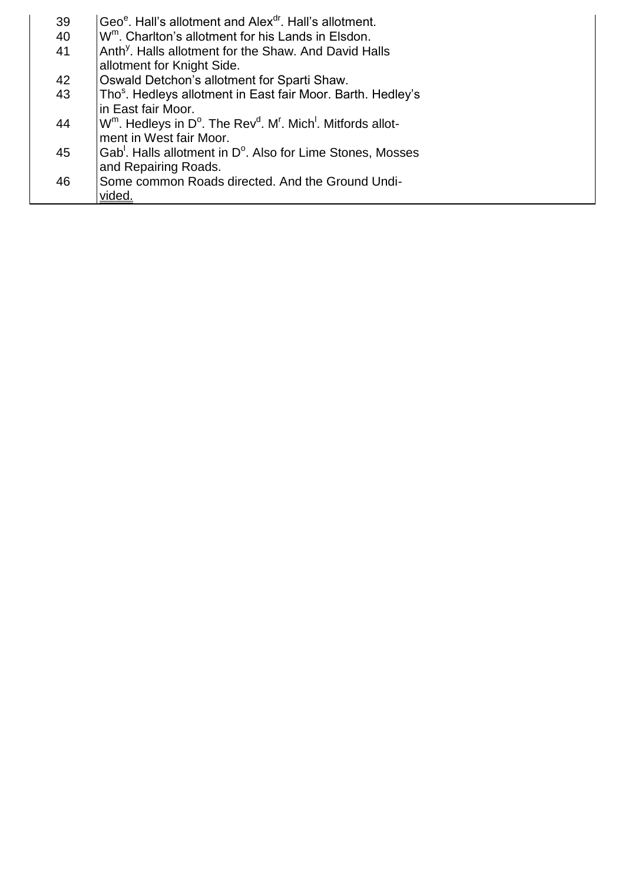| | |
|---|---|
| 39 | Geo[e]. Hall's allotment and Alex[dr]. Hall's allotment. |
| 40 | W[m]. Charlton's allotment for his Lands in Elsdon. |
| 41 | Anth[y]. Halls allotment for the Shaw. And David Halls allotment for Knight Side. |
| 42 | Oswald Detchon's allotment for Sparti Shaw. |
| 43 | Tho[s]. Hedleys allotment in East fair Moor. Barth. Hedley's in East fair Moor. |
| 44 | W[m]. Hedleys in D[o]. The Rev[d]. M[r]. Mich[l]. Mitfords allot-ment in West fair Moor. |
| 45 | Gab[l]. Halls allotment in D[o]. Also for Lime Stones, Mosses and Repairing Roads. |
| 46 | Some common Roads directed. And the Ground Undi-vided. |